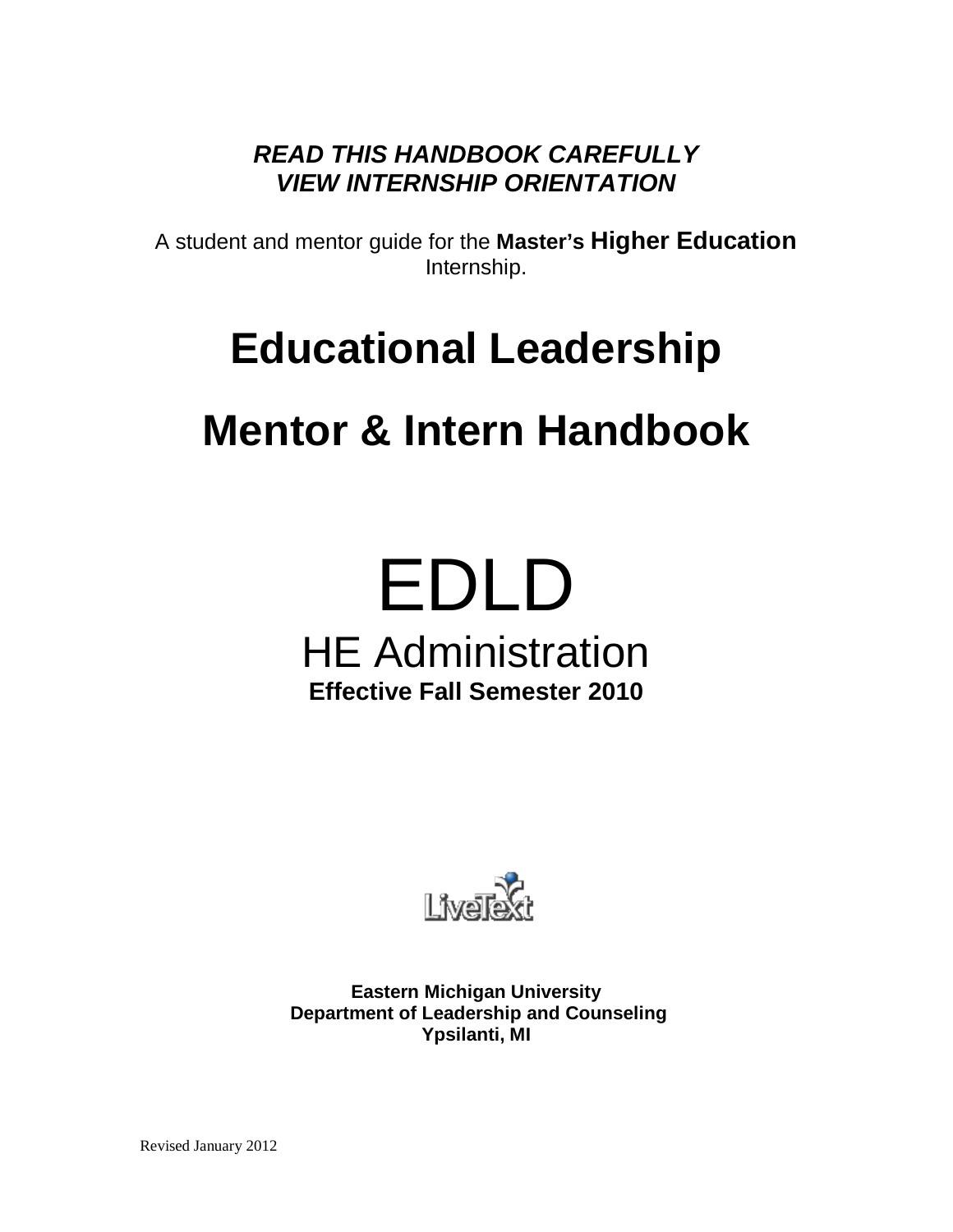***READ THIS HANDBOOK CAREFULLY***
***VIEW INTERNSHIP ORIENTATION***

A student and mentor guide for the **Master's Higher Education** Internship.

# Educational Leadership

# Mentor & Intern Handbook

# EDLD

## HE Administration

**Effective Fall Semester 2010**

LiveText

**Eastern Michigan University**
**Department of Leadership and Counseling**
**Ypsilanti, MI**

Revised January 2012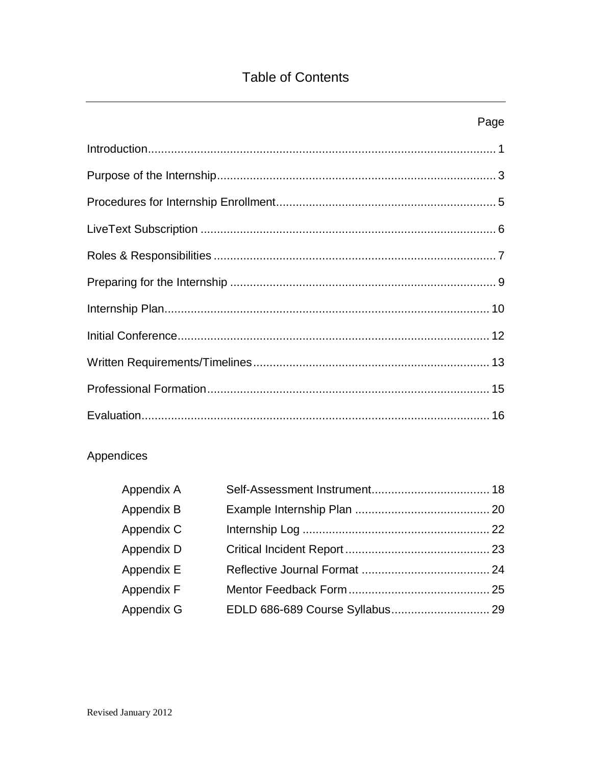# Table of Contents

| | Page |
|---|---|
| Introduction | 1 |
| Purpose of the Internship | 3 |
| Procedures for Internship Enrollment | 5 |
| LiveText Subscription | 6 |
| Roles & Responsibilities | 7 |
| Preparing for the Internship | 9 |
| Internship Plan | 10 |
| Initial Conference | 12 |
| Written Requirements/Timelines | 13 |
| Professional Formation | 15 |
| Evaluation | 16 |

Appendices

| | | |
|---|---|---|
| Appendix A | Self-Assessment Instrument | 18 |
| Appendix B | Example Internship Plan | 20 |
| Appendix C | Internship Log | 22 |
| Appendix D | Critical Incident Report | 23 |
| Appendix E | Reflective Journal Format | 24 |
| Appendix F | Mentor Feedback Form | 25 |
| Appendix G | EDLD 686-689 Course Syllabus | 29 |

Revised January 2012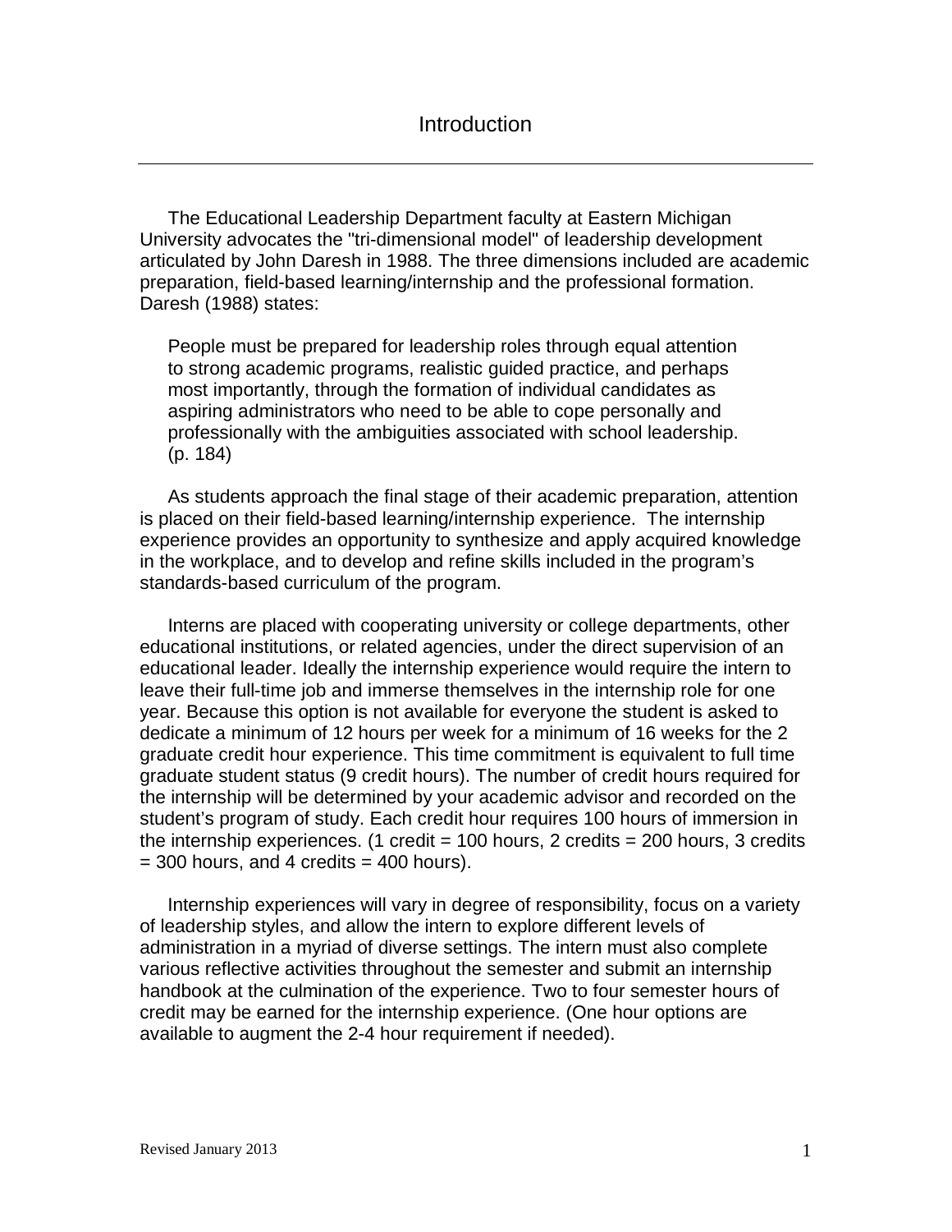# Introduction

The Educational Leadership Department faculty at Eastern Michigan University advocates the "tri-dimensional model" of leadership development articulated by John Daresh in 1988. The three dimensions included are academic preparation, field-based learning/internship and the professional formation. Daresh (1988) states:

> People must be prepared for leadership roles through equal attention to strong academic programs, realistic guided practice, and perhaps most importantly, through the formation of individual candidates as aspiring administrators who need to be able to cope personally and professionally with the ambiguities associated with school leadership. (p. 184)

As students approach the final stage of their academic preparation, attention is placed on their field-based learning/internship experience. The internship experience provides an opportunity to synthesize and apply acquired knowledge in the workplace, and to develop and refine skills included in the program's standards-based curriculum of the program.

Interns are placed with cooperating university or college departments, other educational institutions, or related agencies, under the direct supervision of an educational leader. Ideally the internship experience would require the intern to leave their full-time job and immerse themselves in the internship role for one year. Because this option is not available for everyone the student is asked to dedicate a minimum of 12 hours per week for a minimum of 16 weeks for the 2 graduate credit hour experience. This time commitment is equivalent to full time graduate student status (9 credit hours). The number of credit hours required for the internship will be determined by your academic advisor and recorded on the student's program of study. Each credit hour requires 100 hours of immersion in the internship experiences. (1 credit = 100 hours, 2 credits = 200 hours, 3 credits = 300 hours, and 4 credits = 400 hours).

Internship experiences will vary in degree of responsibility, focus on a variety of leadership styles, and allow the intern to explore different levels of administration in a myriad of diverse settings. The intern must also complete various reflective activities throughout the semester and submit an internship handbook at the culmination of the experience. Two to four semester hours of credit may be earned for the internship experience. (One hour options are available to augment the 2-4 hour requirement if needed).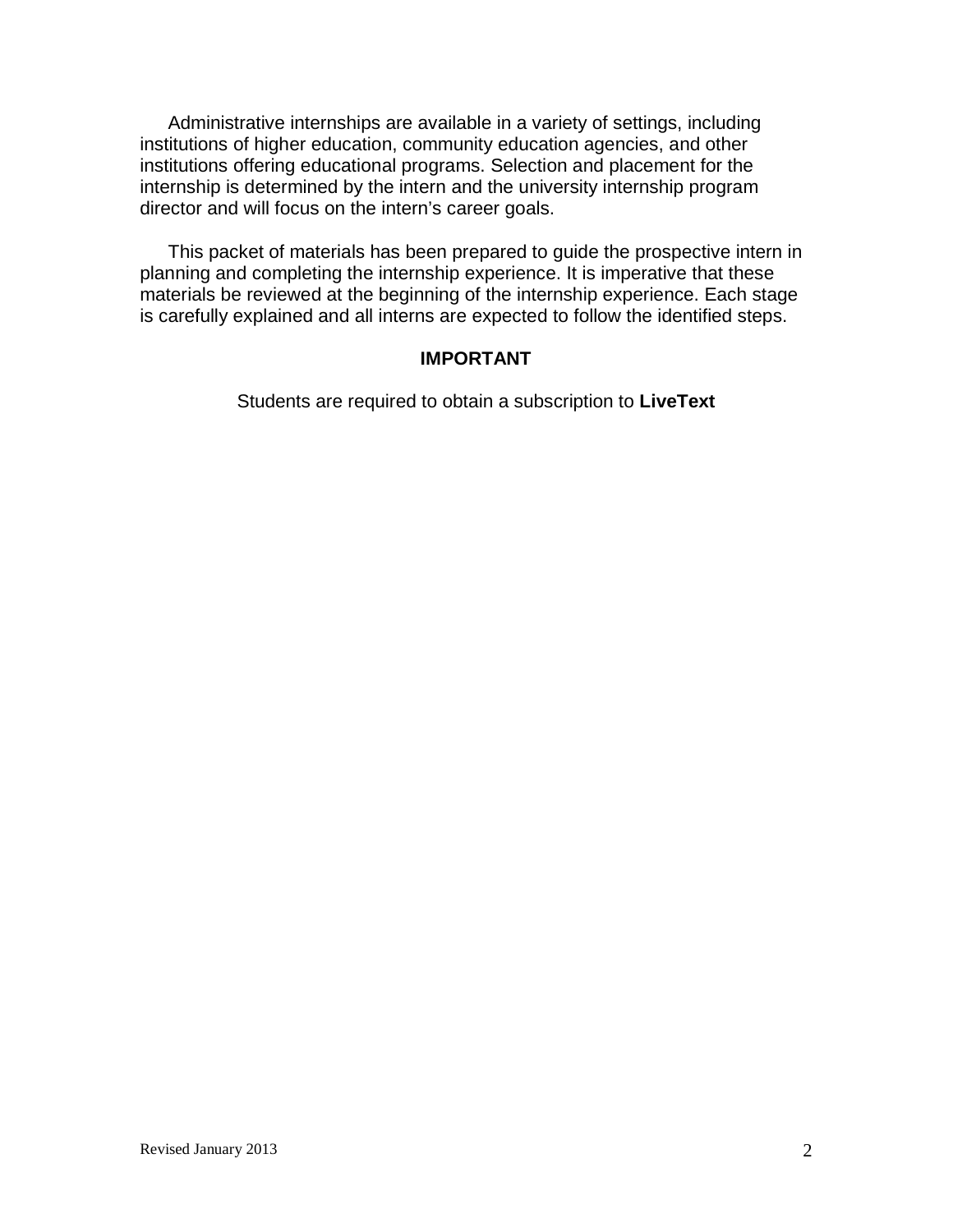Administrative internships are available in a variety of settings, including institutions of higher education, community education agencies, and other institutions offering educational programs. Selection and placement for the internship is determined by the intern and the university internship program director and will focus on the intern's career goals.

This packet of materials has been prepared to guide the prospective intern in planning and completing the internship experience. It is imperative that these materials be reviewed at the beginning of the internship experience. Each stage is carefully explained and all interns are expected to follow the identified steps.

**IMPORTANT**

Students are required to obtain a subscription to **LiveText**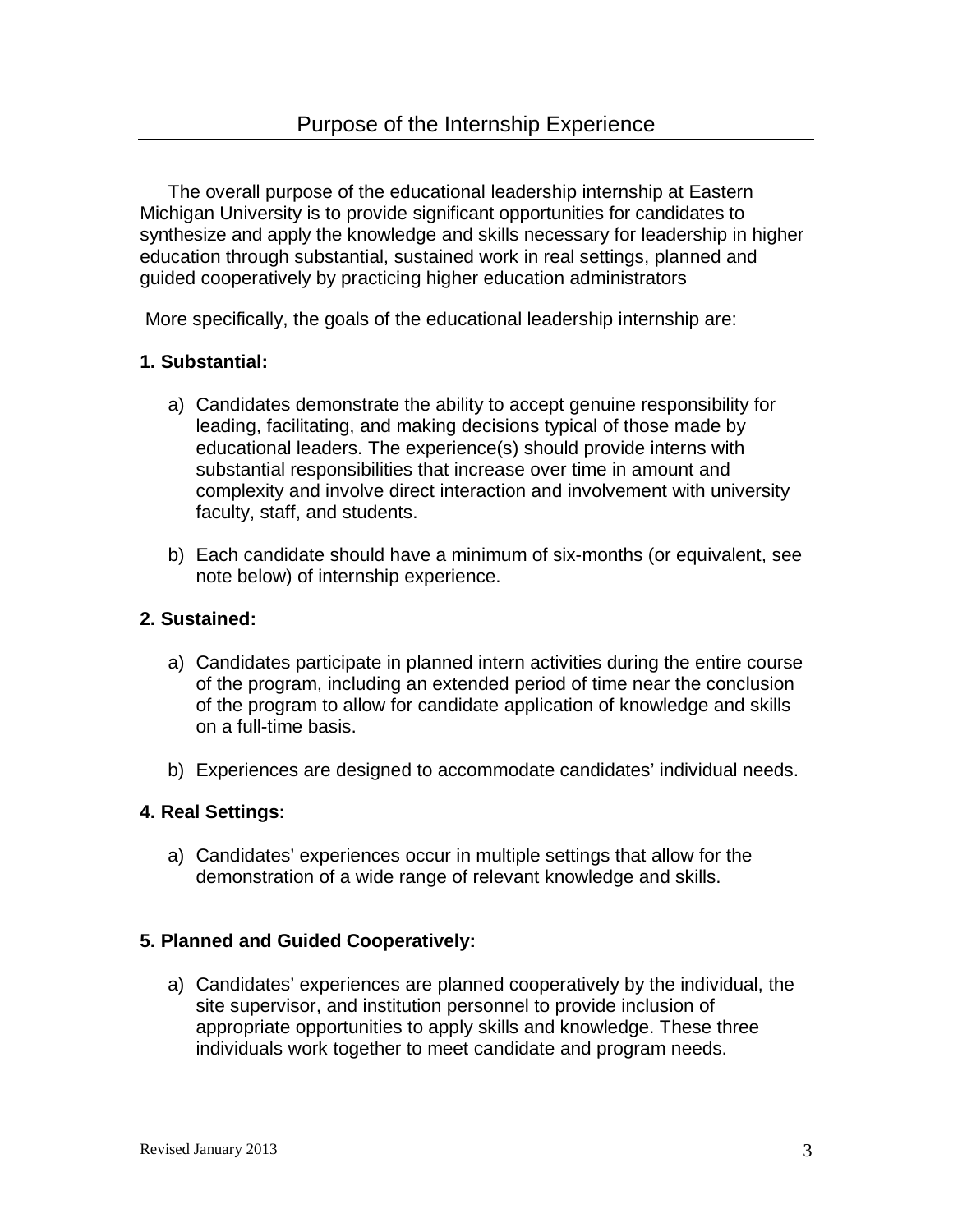# Purpose of the Internship Experience

The overall purpose of the educational leadership internship at Eastern Michigan University is to provide significant opportunities for candidates to synthesize and apply the knowledge and skills necessary for leadership in higher education through substantial, sustained work in real settings, planned and guided cooperatively by practicing higher education administrators

More specifically, the goals of the educational leadership internship are:

**1. Substantial:**

a) Candidates demonstrate the ability to accept genuine responsibility for leading, facilitating, and making decisions typical of those made by educational leaders. The experience(s) should provide interns with substantial responsibilities that increase over time in amount and complexity and involve direct interaction and involvement with university faculty, staff, and students.

b) Each candidate should have a minimum of six-months (or equivalent, see note below) of internship experience.

**2. Sustained:**

a) Candidates participate in planned intern activities during the entire course of the program, including an extended period of time near the conclusion of the program to allow for candidate application of knowledge and skills on a full-time basis.

b) Experiences are designed to accommodate candidates' individual needs.

**4. Real Settings:**

a) Candidates' experiences occur in multiple settings that allow for the demonstration of a wide range of relevant knowledge and skills.

**5. Planned and Guided Cooperatively:**

a) Candidates' experiences are planned cooperatively by the individual, the site supervisor, and institution personnel to provide inclusion of appropriate opportunities to apply skills and knowledge. These three individuals work together to meet candidate and program needs.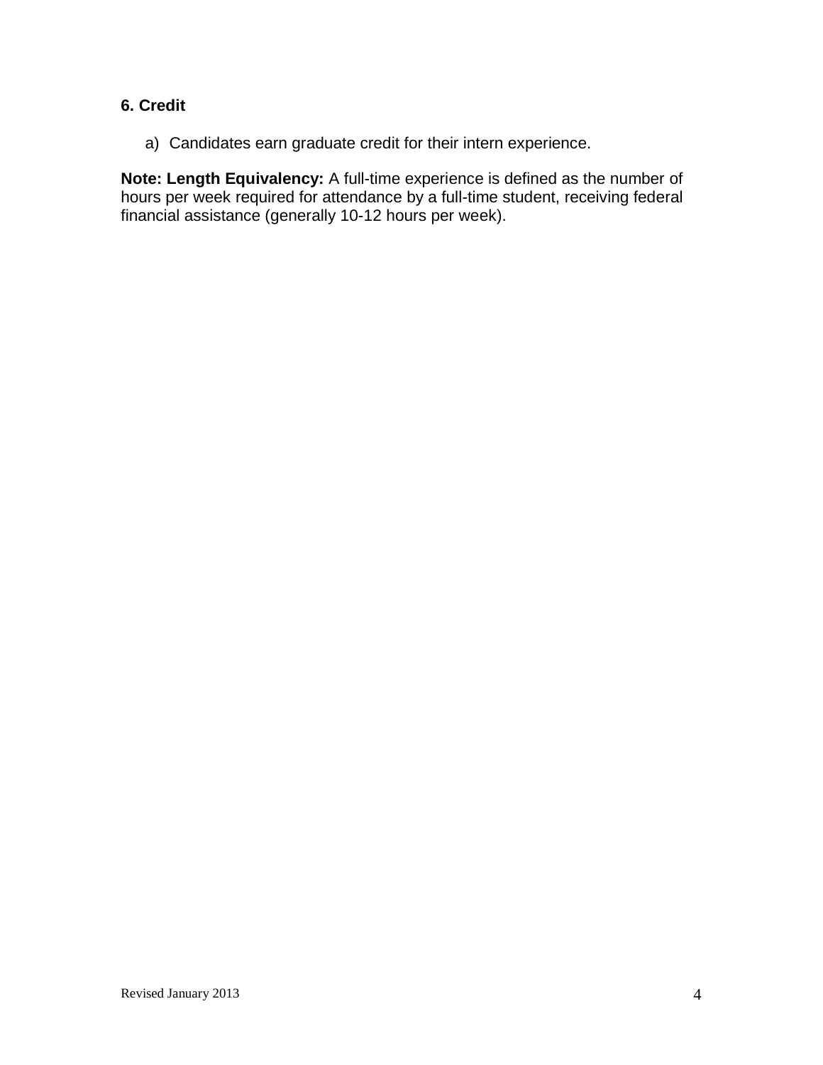### 6. Credit

a) Candidates earn graduate credit for their intern experience.

**Note: Length Equivalency:** A full-time experience is defined as the number of hours per week required for attendance by a full-time student, receiving federal financial assistance (generally 10-12 hours per week).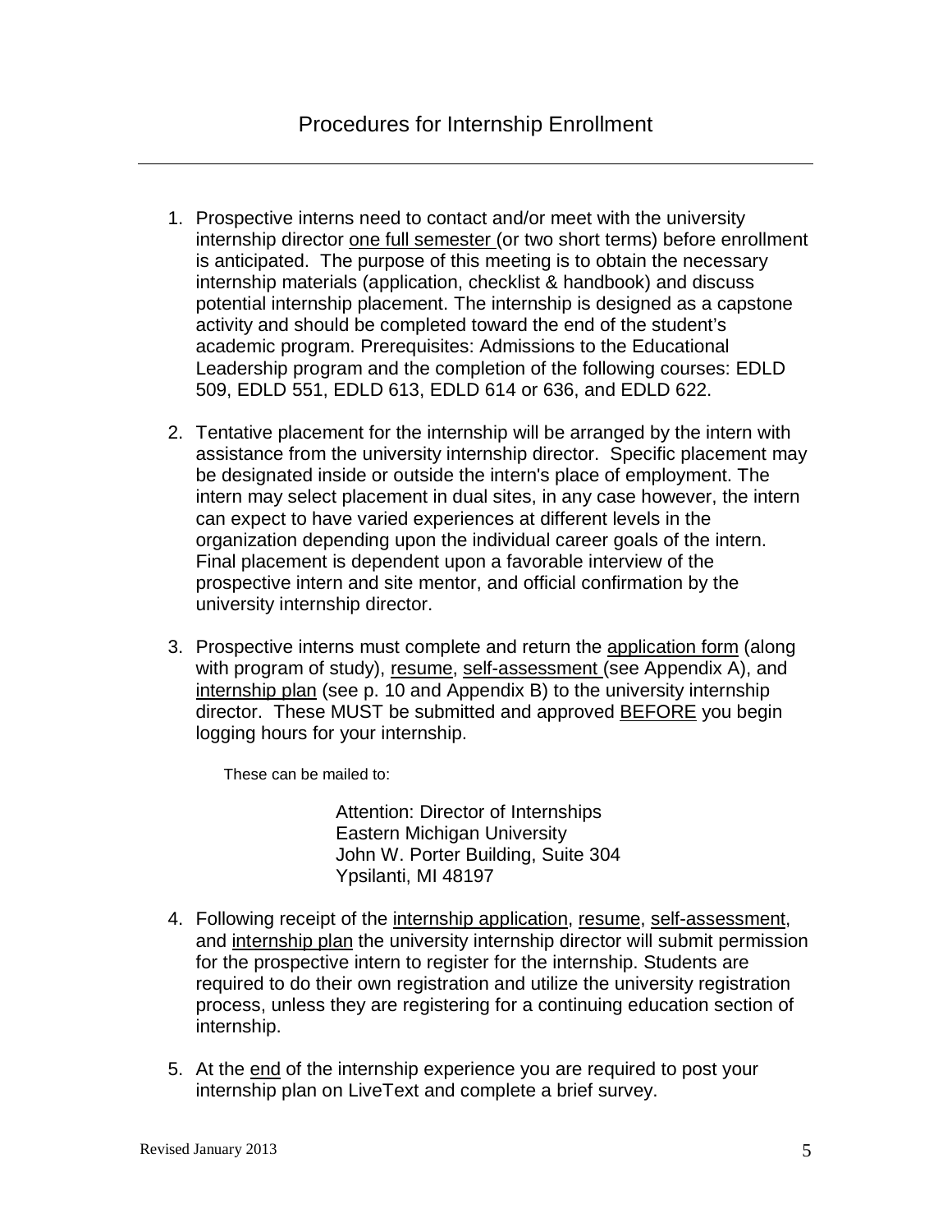# Procedures for Internship Enrollment

1. Prospective interns need to contact and/or meet with the university internship director one full semester (or two short terms) before enrollment is anticipated. The purpose of this meeting is to obtain the necessary internship materials (application, checklist & handbook) and discuss potential internship placement. The internship is designed as a capstone activity and should be completed toward the end of the student's academic program. Prerequisites: Admissions to the Educational Leadership program and the completion of the following courses: EDLD 509, EDLD 551, EDLD 613, EDLD 614 or 636, and EDLD 622.

2. Tentative placement for the internship will be arranged by the intern with assistance from the university internship director. Specific placement may be designated inside or outside the intern's place of employment. The intern may select placement in dual sites, in any case however, the intern can expect to have varied experiences at different levels in the organization depending upon the individual career goals of the intern. Final placement is dependent upon a favorable interview of the prospective intern and site mentor, and official confirmation by the university internship director.

3. Prospective interns must complete and return the application form (along with program of study), resume, self-assessment (see Appendix A), and internship plan (see p. 10 and Appendix B) to the university internship director. These MUST be submitted and approved BEFORE you begin logging hours for your internship.

   These can be mailed to:

   Attention: Director of Internships
   Eastern Michigan University
   John W. Porter Building, Suite 304
   Ypsilanti, MI 48197

4. Following receipt of the internship application, resume, self-assessment, and internship plan the university internship director will submit permission for the prospective intern to register for the internship. Students are required to do their own registration and utilize the university registration process, unless they are registering for a continuing education section of internship.

5. At the end of the internship experience you are required to post your internship plan on LiveText and complete a brief survey.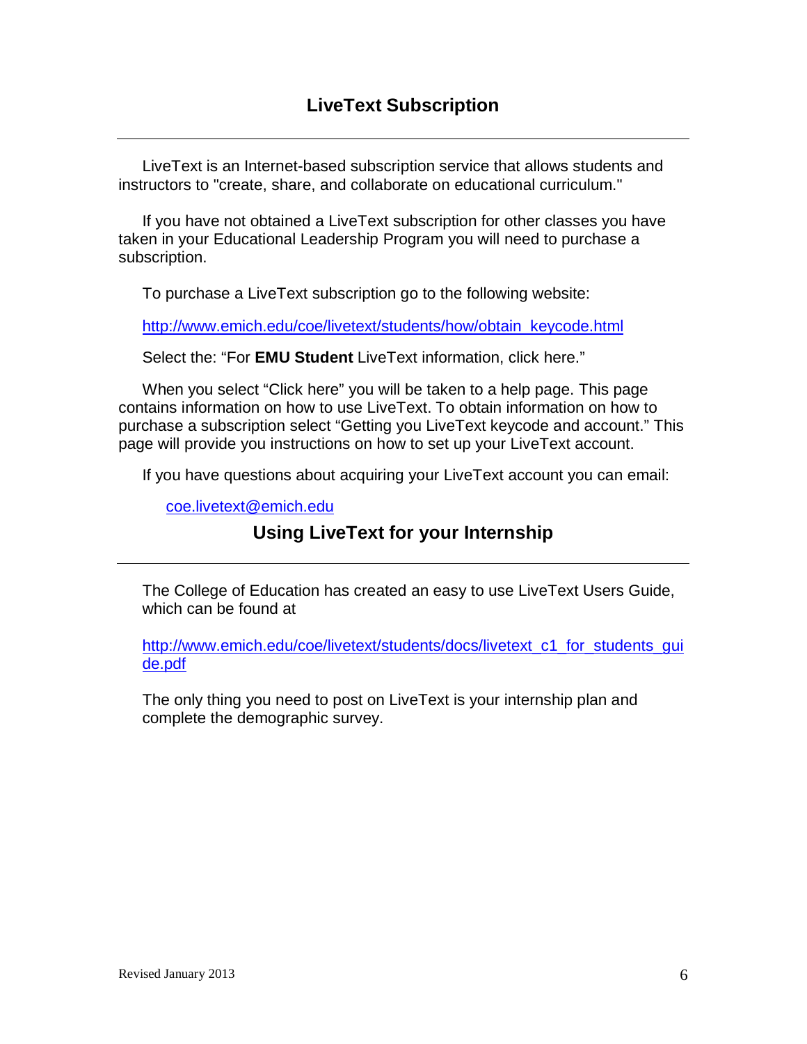## LiveText Subscription

LiveText is an Internet-based subscription service that allows students and instructors to "create, share, and collaborate on educational curriculum."

If you have not obtained a LiveText subscription for other classes you have taken in your Educational Leadership Program you will need to purchase a subscription.

To purchase a LiveText subscription go to the following website:

http://www.emich.edu/coe/livetext/students/how/obtain_keycode.html

Select the: "For **EMU Student** LiveText information, click here."

When you select "Click here" you will be taken to a help page. This page contains information on how to use LiveText. To obtain information on how to purchase a subscription select "Getting you LiveText keycode and account." This page will provide you instructions on how to set up your LiveText account.

If you have questions about acquiring your LiveText account you can email:

coe.livetext@emich.edu

## Using LiveText for your Internship

The College of Education has created an easy to use LiveText Users Guide, which can be found at

http://www.emich.edu/coe/livetext/students/docs/livetext_c1_for_students_guide.pdf

The only thing you need to post on LiveText is your internship plan and complete the demographic survey.

Revised January 2013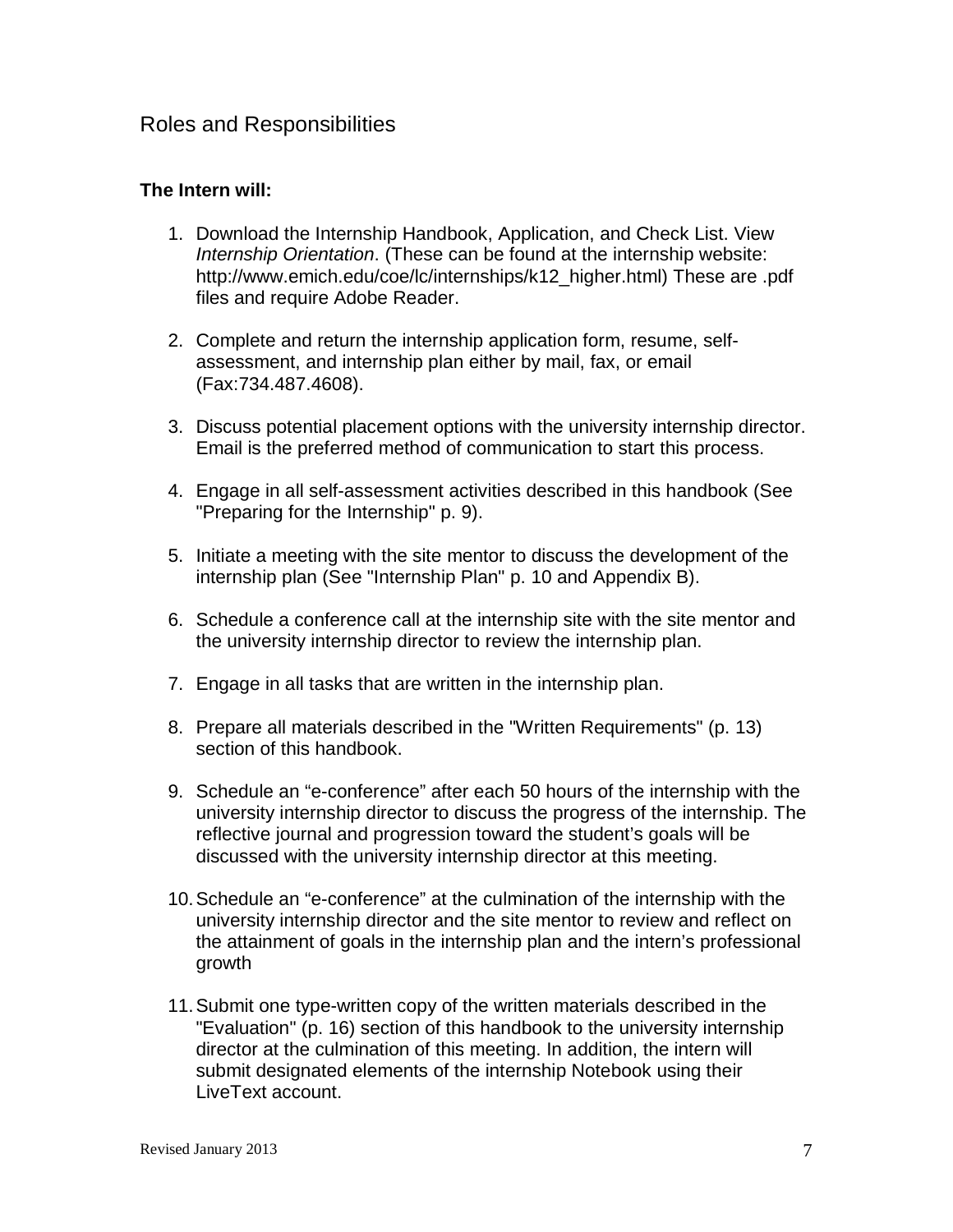## Roles and Responsibilities

**The Intern will:**

1. Download the Internship Handbook, Application, and Check List. View *Internship Orientation*. (These can be found at the internship website: http://www.emich.edu/coe/lc/internships/k12_higher.html) These are .pdf files and require Adobe Reader.

2. Complete and return the internship application form, resume, self-assessment, and internship plan either by mail, fax, or email (Fax:734.487.4608).

3. Discuss potential placement options with the university internship director. Email is the preferred method of communication to start this process.

4. Engage in all self-assessment activities described in this handbook (See "Preparing for the Internship" p. 9).

5. Initiate a meeting with the site mentor to discuss the development of the internship plan (See "Internship Plan" p. 10 and Appendix B).

6. Schedule a conference call at the internship site with the site mentor and the university internship director to review the internship plan.

7. Engage in all tasks that are written in the internship plan.

8. Prepare all materials described in the "Written Requirements" (p. 13) section of this handbook.

9. Schedule an "e-conference" after each 50 hours of the internship with the university internship director to discuss the progress of the internship. The reflective journal and progression toward the student's goals will be discussed with the university internship director at this meeting.

10. Schedule an "e-conference" at the culmination of the internship with the university internship director and the site mentor to review and reflect on the attainment of goals in the internship plan and the intern's professional growth

11. Submit one type-written copy of the written materials described in the "Evaluation" (p. 16) section of this handbook to the university internship director at the culmination of this meeting. In addition, the intern will submit designated elements of the internship Notebook using their LiveText account.

Revised January 2013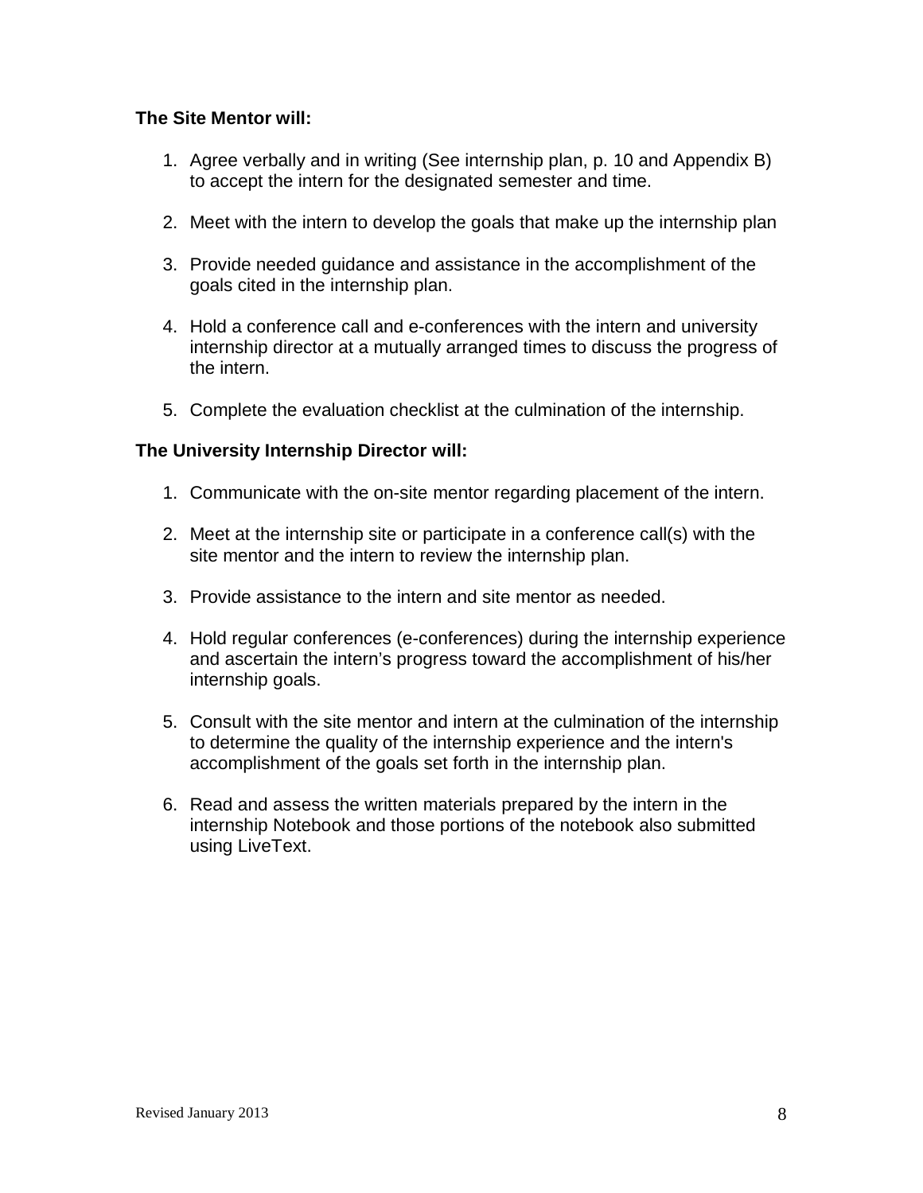**The Site Mentor will:**

1. Agree verbally and in writing (See internship plan, p. 10 and Appendix B) to accept the intern for the designated semester and time.

2. Meet with the intern to develop the goals that make up the internship plan

3. Provide needed guidance and assistance in the accomplishment of the goals cited in the internship plan.

4. Hold a conference call and e-conferences with the intern and university internship director at a mutually arranged times to discuss the progress of the intern.

5. Complete the evaluation checklist at the culmination of the internship.

**The University Internship Director will:**

1. Communicate with the on-site mentor regarding placement of the intern.

2. Meet at the internship site or participate in a conference call(s) with the site mentor and the intern to review the internship plan.

3. Provide assistance to the intern and site mentor as needed.

4. Hold regular conferences (e-conferences) during the internship experience and ascertain the intern's progress toward the accomplishment of his/her internship goals.

5. Consult with the site mentor and intern at the culmination of the internship to determine the quality of the internship experience and the intern's accomplishment of the goals set forth in the internship plan.

6. Read and assess the written materials prepared by the intern in the internship Notebook and those portions of the notebook also submitted using LiveText.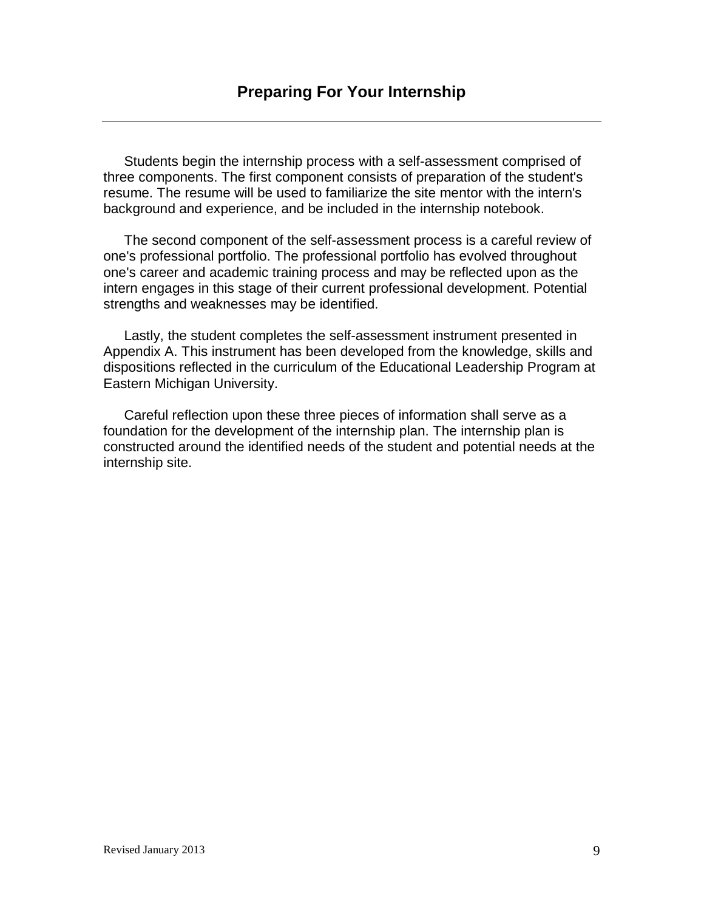# Preparing For Your Internship

Students begin the internship process with a self-assessment comprised of three components. The first component consists of preparation of the student's resume. The resume will be used to familiarize the site mentor with the intern's background and experience, and be included in the internship notebook.

The second component of the self-assessment process is a careful review of one's professional portfolio. The professional portfolio has evolved throughout one's career and academic training process and may be reflected upon as the intern engages in this stage of their current professional development. Potential strengths and weaknesses may be identified.

Lastly, the student completes the self-assessment instrument presented in Appendix A. This instrument has been developed from the knowledge, skills and dispositions reflected in the curriculum of the Educational Leadership Program at Eastern Michigan University.

Careful reflection upon these three pieces of information shall serve as a foundation for the development of the internship plan. The internship plan is constructed around the identified needs of the student and potential needs at the internship site.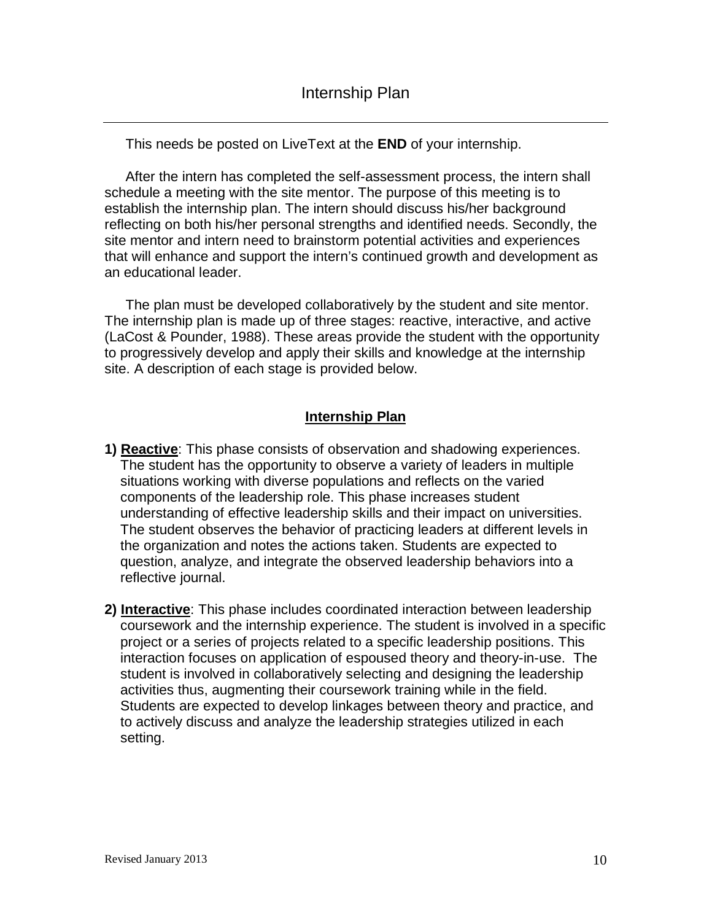# Internship Plan

This needs be posted on LiveText at the **END** of your internship.

After the intern has completed the self-assessment process, the intern shall schedule a meeting with the site mentor. The purpose of this meeting is to establish the internship plan. The intern should discuss his/her background reflecting on both his/her personal strengths and identified needs. Secondly, the site mentor and intern need to brainstorm potential activities and experiences that will enhance and support the intern's continued growth and development as an educational leader.

The plan must be developed collaboratively by the student and site mentor. The internship plan is made up of three stages: reactive, interactive, and active (LaCost & Pounder, 1988). These areas provide the student with the opportunity to progressively develop and apply their skills and knowledge at the internship site. A description of each stage is provided below.

## Internship Plan

1) **Reactive**: This phase consists of observation and shadowing experiences. The student has the opportunity to observe a variety of leaders in multiple situations working with diverse populations and reflects on the varied components of the leadership role. This phase increases student understanding of effective leadership skills and their impact on universities. The student observes the behavior of practicing leaders at different levels in the organization and notes the actions taken. Students are expected to question, analyze, and integrate the observed leadership behaviors into a reflective journal.

2) **Interactive**: This phase includes coordinated interaction between leadership coursework and the internship experience. The student is involved in a specific project or a series of projects related to a specific leadership positions. This interaction focuses on application of espoused theory and theory-in-use. The student is involved in collaboratively selecting and designing the leadership activities thus, augmenting their coursework training while in the field. Students are expected to develop linkages between theory and practice, and to actively discuss and analyze the leadership strategies utilized in each setting.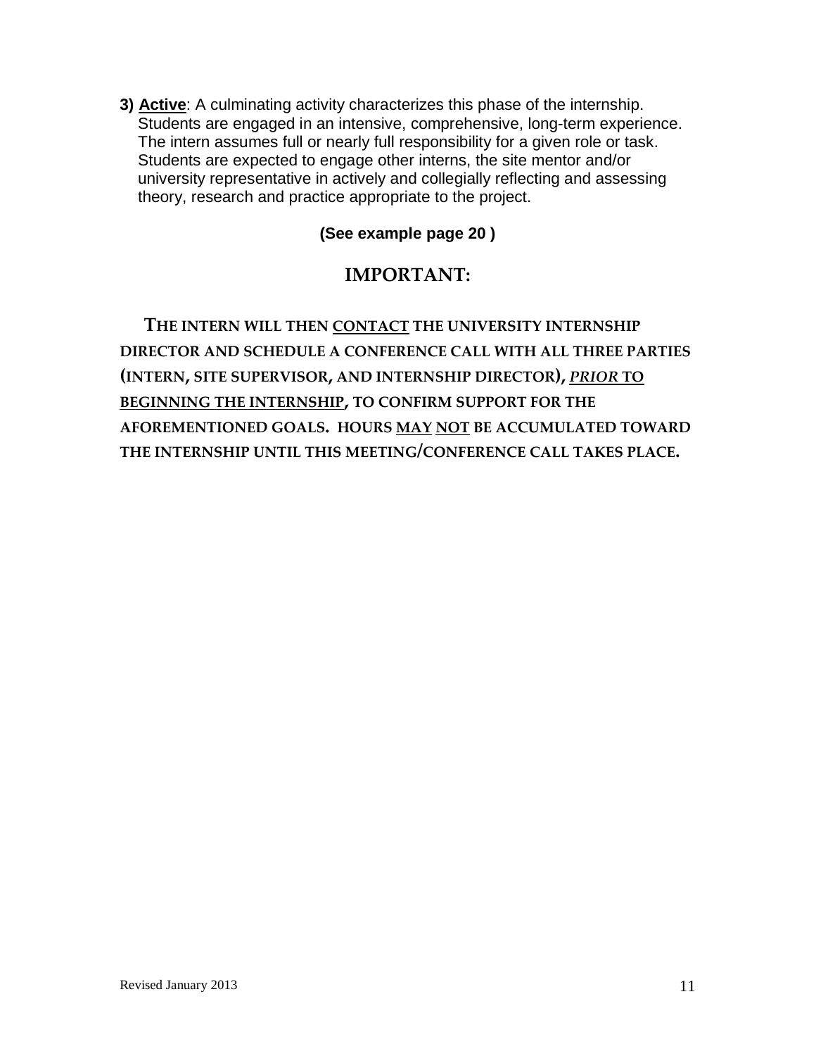**3) Active**: A culminating activity characterizes this phase of the internship. Students are engaged in an intensive, comprehensive, long-term experience. The intern assumes full or nearly full responsibility for a given role or task. Students are expected to engage other interns, the site mentor and/or university representative in actively and collegially reflecting and assessing theory, research and practice appropriate to the project.

**(See example page 20 )**

## IMPORTANT:

**THE INTERN WILL THEN CONTACT THE UNIVERSITY INTERNSHIP DIRECTOR AND SCHEDULE A CONFERENCE CALL WITH ALL THREE PARTIES (INTERN, SITE SUPERVISOR, AND INTERNSHIP DIRECTOR), *PRIOR* TO BEGINNING THE INTERNSHIP, TO CONFIRM SUPPORT FOR THE AFOREMENTIONED GOALS. HOURS MAY NOT BE ACCUMULATED TOWARD THE INTERNSHIP UNTIL THIS MEETING/CONFERENCE CALL TAKES PLACE.**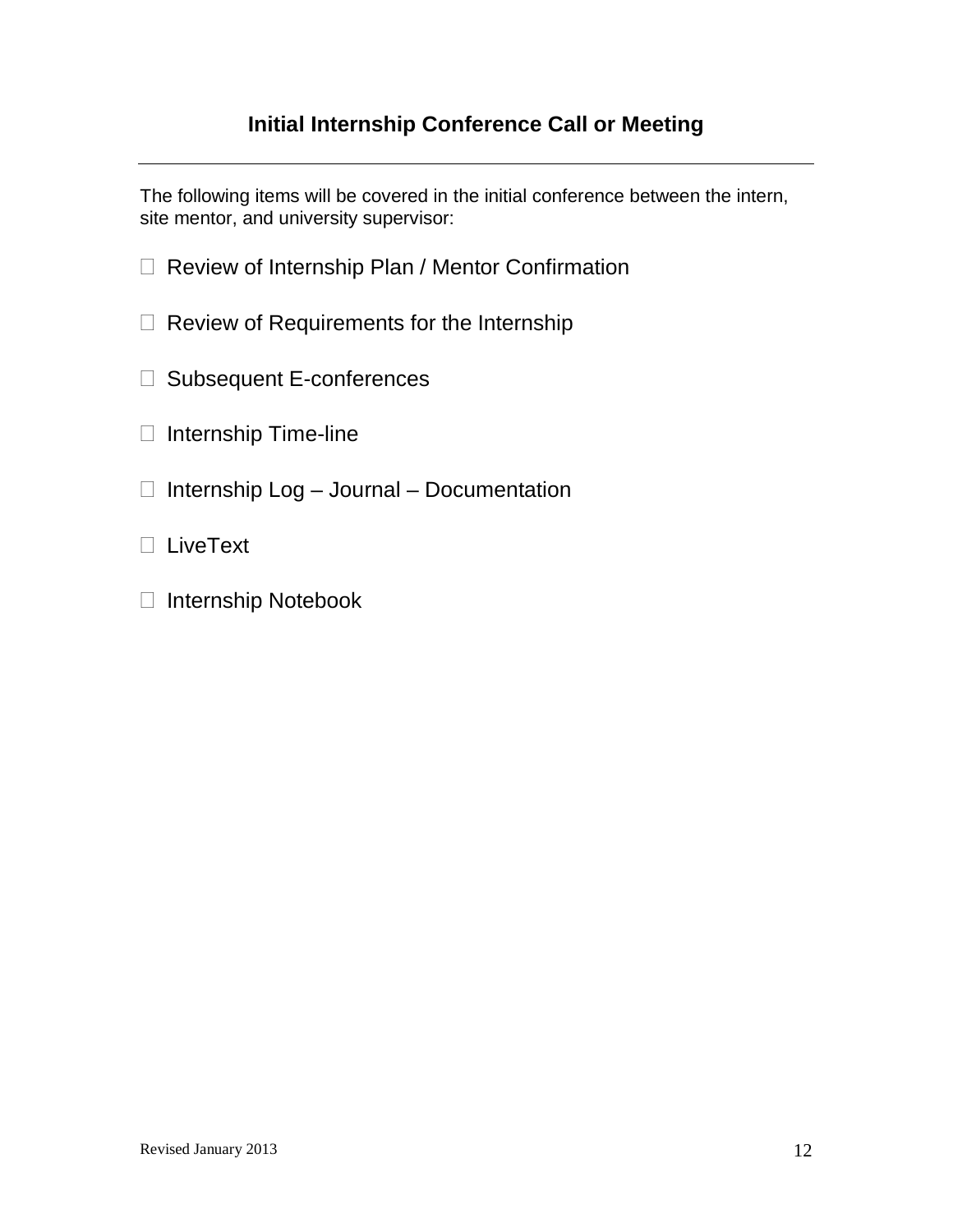## Initial Internship Conference Call or Meeting

---

The following items will be covered in the initial conference between the intern, site mentor, and university supervisor:

- ☐ Review of Internship Plan / Mentor Confirmation
- ☐ Review of Requirements for the Internship
- ☐ Subsequent E-conferences
- ☐ Internship Time-line
- ☐ Internship Log – Journal – Documentation
- ☐ LiveText
- ☐ Internship Notebook

Revised January 2013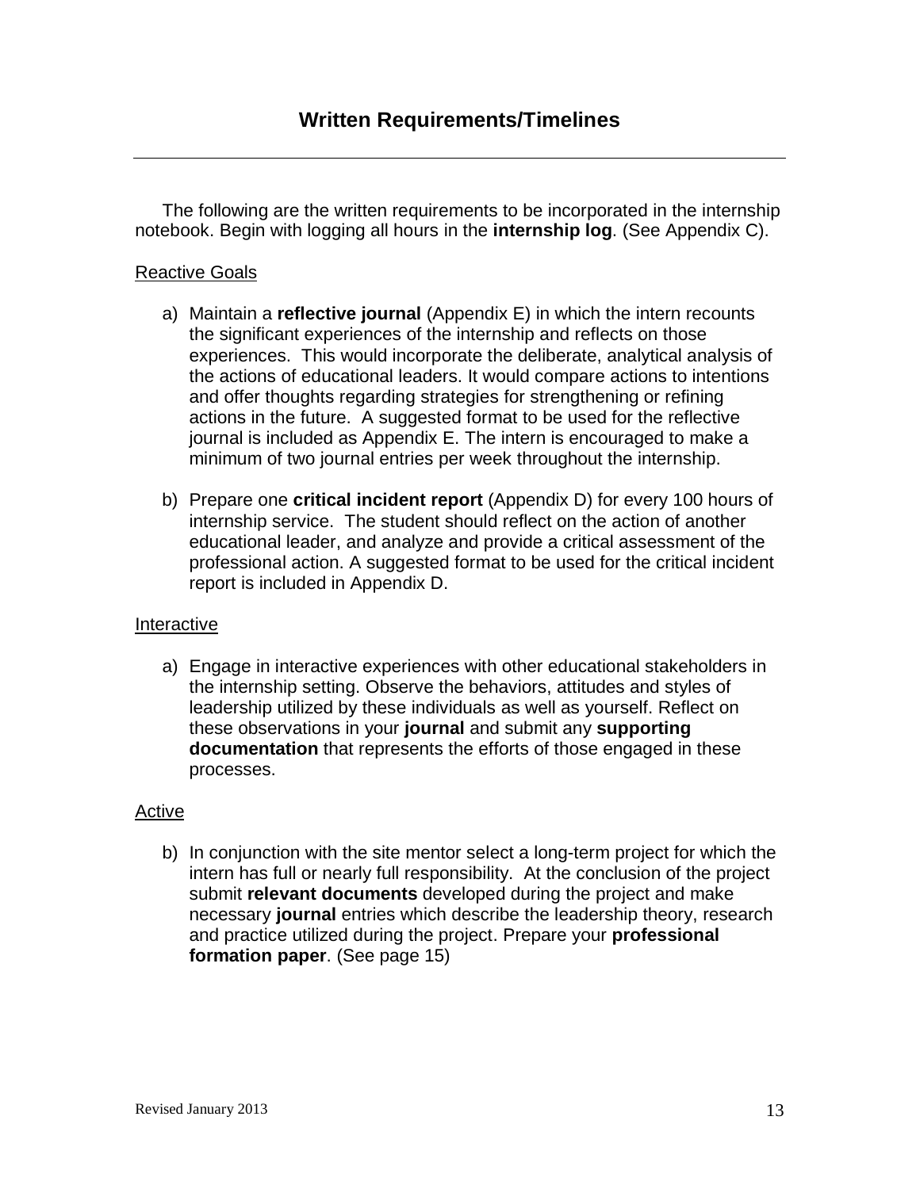## Written Requirements/Timelines

The following are the written requirements to be incorporated in the internship notebook. Begin with logging all hours in the **internship log**. (See Appendix C).

<u>Reactive Goals</u>

a) Maintain a **reflective journal** (Appendix E) in which the intern recounts the significant experiences of the internship and reflects on those experiences. This would incorporate the deliberate, analytical analysis of the actions of educational leaders. It would compare actions to intentions and offer thoughts regarding strategies for strengthening or refining actions in the future. A suggested format to be used for the reflective journal is included as Appendix E. The intern is encouraged to make a minimum of two journal entries per week throughout the internship.

b) Prepare one **critical incident report** (Appendix D) for every 100 hours of internship service. The student should reflect on the action of another educational leader, and analyze and provide a critical assessment of the professional action. A suggested format to be used for the critical incident report is included in Appendix D.

<u>Interactive</u>

a) Engage in interactive experiences with other educational stakeholders in the internship setting. Observe the behaviors, attitudes and styles of leadership utilized by these individuals as well as yourself. Reflect on these observations in your **journal** and submit any **supporting documentation** that represents the efforts of those engaged in these processes.

<u>Active</u>

b) In conjunction with the site mentor select a long-term project for which the intern has full or nearly full responsibility. At the conclusion of the project submit **relevant documents** developed during the project and make necessary **journal** entries which describe the leadership theory, research and practice utilized during the project. Prepare your **professional formation paper**. (See page 15)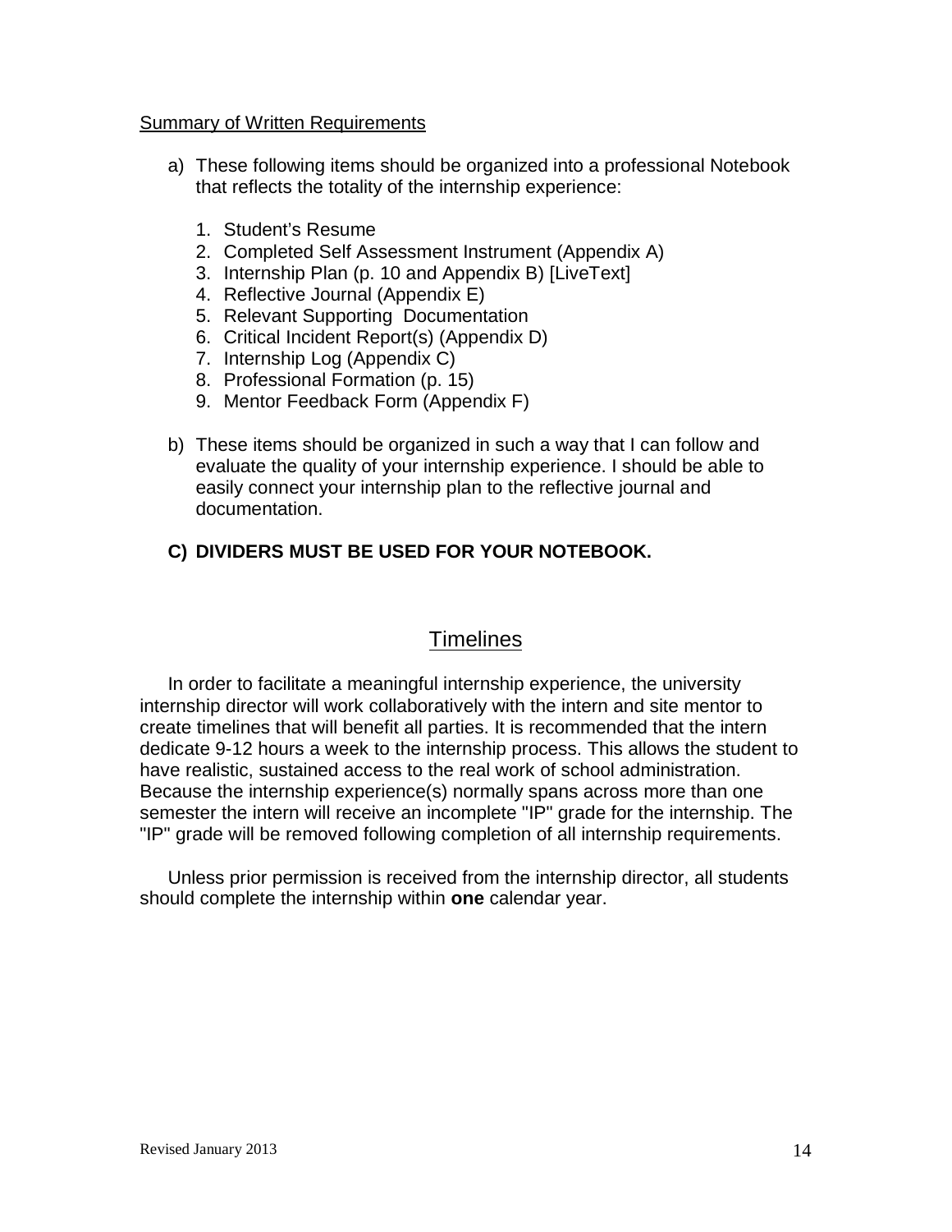Summary of Written Requirements

a) These following items should be organized into a professional Notebook that reflects the totality of the internship experience:

   1. Student's Resume
   2. Completed Self Assessment Instrument (Appendix A)
   3. Internship Plan (p. 10 and Appendix B) [LiveText]
   4. Reflective Journal (Appendix E)
   5. Relevant Supporting Documentation
   6. Critical Incident Report(s) (Appendix D)
   7. Internship Log (Appendix C)
   8. Professional Formation (p. 15)
   9. Mentor Feedback Form (Appendix F)

b) These items should be organized in such a way that I can follow and evaluate the quality of your internship experience. I should be able to easily connect your internship plan to the reflective journal and documentation.

**C) DIVIDERS MUST BE USED FOR YOUR NOTEBOOK.**

## Timelines

In order to facilitate a meaningful internship experience, the university internship director will work collaboratively with the intern and site mentor to create timelines that will benefit all parties. It is recommended that the intern dedicate 9-12 hours a week to the internship process. This allows the student to have realistic, sustained access to the real work of school administration. Because the internship experience(s) normally spans across more than one semester the intern will receive an incomplete "IP" grade for the internship. The "IP" grade will be removed following completion of all internship requirements.

Unless prior permission is received from the internship director, all students should complete the internship within **one** calendar year.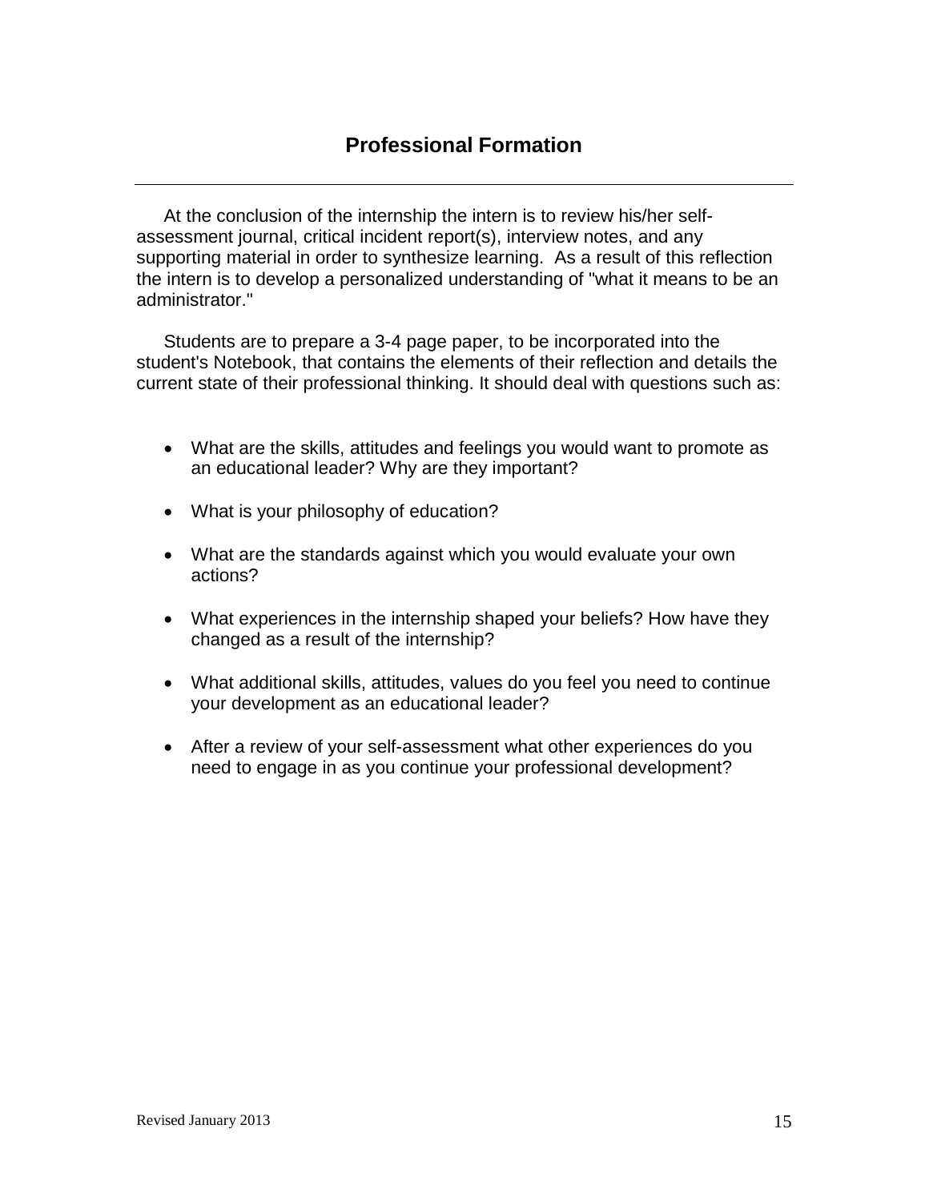## Professional Formation

At the conclusion of the internship the intern is to review his/her self-assessment journal, critical incident report(s), interview notes, and any supporting material in order to synthesize learning. As a result of this reflection the intern is to develop a personalized understanding of "what it means to be an administrator."

Students are to prepare a 3-4 page paper, to be incorporated into the student's Notebook, that contains the elements of their reflection and details the current state of their professional thinking. It should deal with questions such as:

- What are the skills, attitudes and feelings you would want to promote as an educational leader? Why are they important?
- What is your philosophy of education?
- What are the standards against which you would evaluate your own actions?
- What experiences in the internship shaped your beliefs? How have they changed as a result of the internship?
- What additional skills, attitudes, values do you feel you need to continue your development as an educational leader?
- After a review of your self-assessment what other experiences do you need to engage in as you continue your professional development?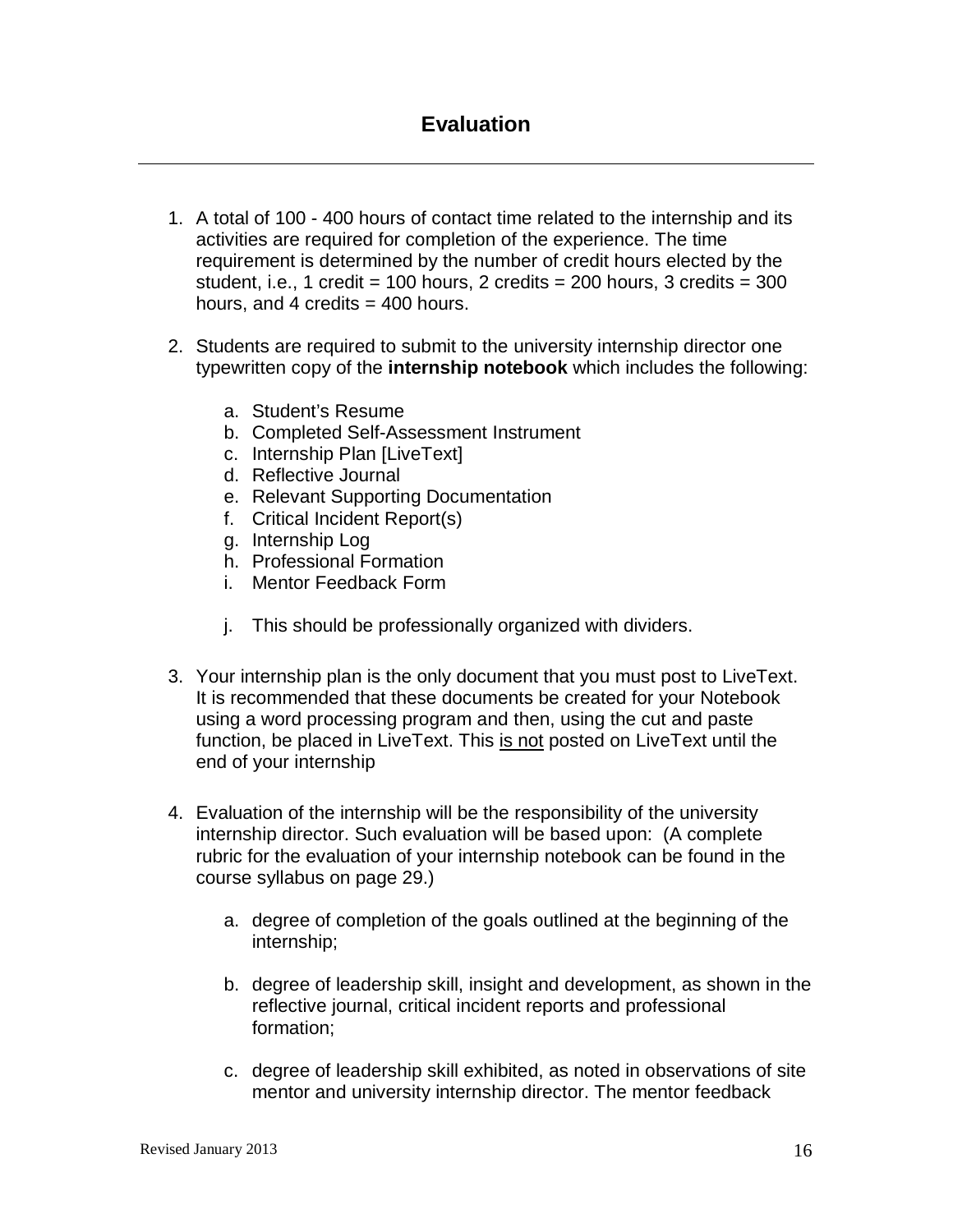## Evaluation

---

1. A total of 100 - 400 hours of contact time related to the internship and its activities are required for completion of the experience. The time requirement is determined by the number of credit hours elected by the student, i.e., 1 credit = 100 hours, 2 credits = 200 hours, 3 credits = 300 hours, and 4 credits = 400 hours.

2. Students are required to submit to the university internship director one typewritten copy of the **internship notebook** which includes the following:

   a. Student's Resume
   b. Completed Self-Assessment Instrument
   c. Internship Plan [LiveText]
   d. Reflective Journal
   e. Relevant Supporting Documentation
   f. Critical Incident Report(s)
   g. Internship Log
   h. Professional Formation
   i. Mentor Feedback Form

   j. This should be professionally organized with dividers.

3. Your internship plan is the only document that you must post to LiveText. It is recommended that these documents be created for your Notebook using a word processing program and then, using the cut and paste function, be placed in LiveText. This <u>is not</u> posted on LiveText until the end of your internship

4. Evaluation of the internship will be the responsibility of the university internship director. Such evaluation will be based upon: (A complete rubric for the evaluation of your internship notebook can be found in the course syllabus on page 29.)

   a. degree of completion of the goals outlined at the beginning of the internship;

   b. degree of leadership skill, insight and development, as shown in the reflective journal, critical incident reports and professional formation;

   c. degree of leadership skill exhibited, as noted in observations of site mentor and university internship director. The mentor feedback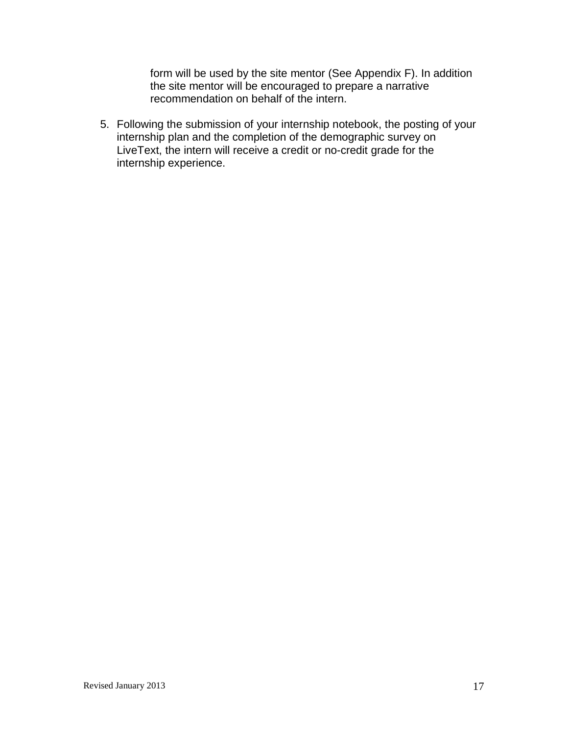form will be used by the site mentor (See Appendix F). In addition the site mentor will be encouraged to prepare a narrative recommendation on behalf of the intern.

5. Following the submission of your internship notebook, the posting of your internship plan and the completion of the demographic survey on LiveText, the intern will receive a credit or no-credit grade for the internship experience.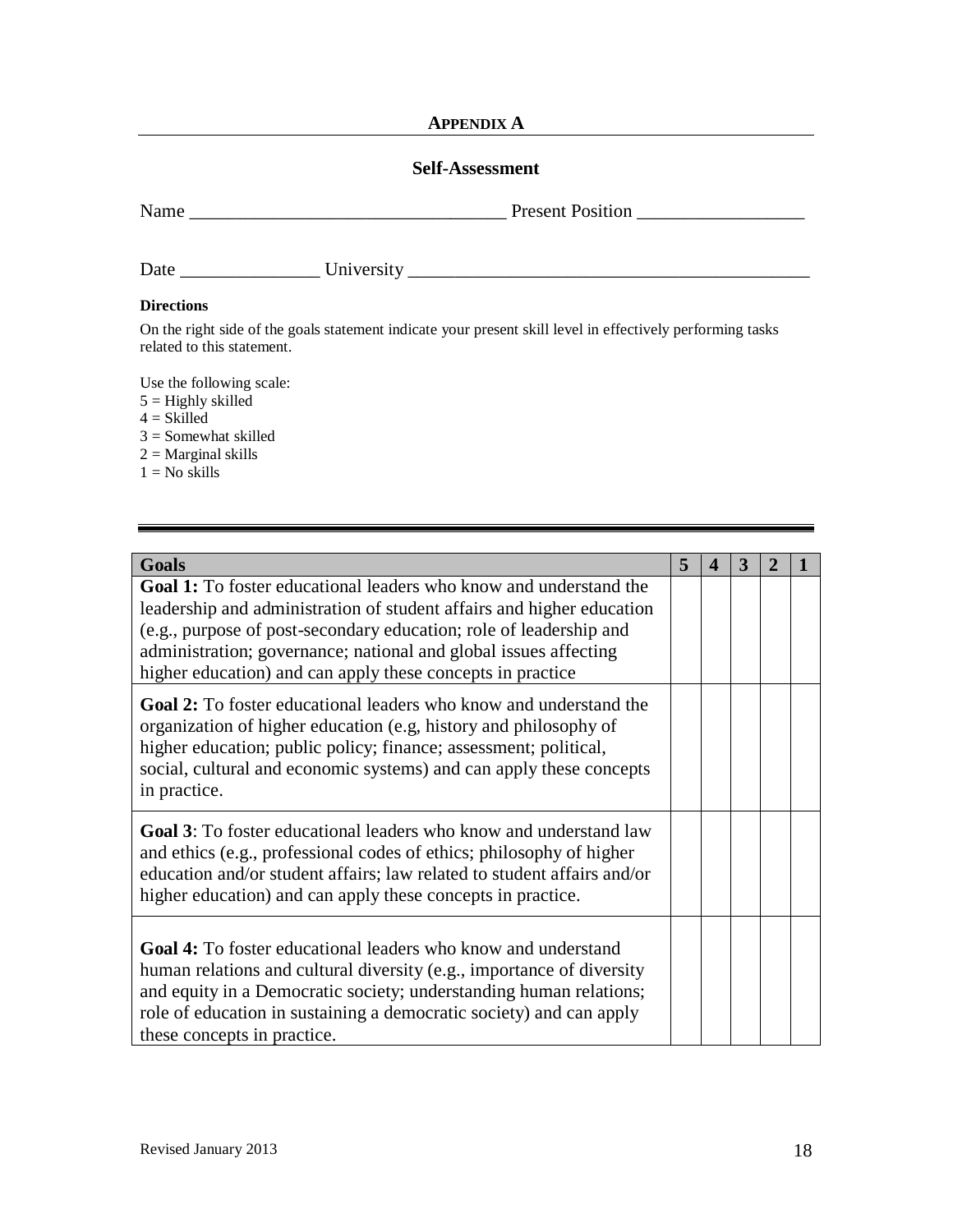## APPENDIX A

### Self-Assessment

Name ________________________________ Present Position _________________

Date _______________ University ________________________________________

**Directions**

On the right side of the goals statement indicate your present skill level in effectively performing tasks related to this statement.

Use the following scale:
5 = Highly skilled
4 = Skilled
3 = Somewhat skilled
2 = Marginal skills
1 = No skills

| Goals | 5 | 4 | 3 | 2 | 1 |
|---|---|---|---|---|---|
| **Goal 1:** To foster educational leaders who know and understand the leadership and administration of student affairs and higher education (e.g., purpose of post-secondary education; role of leadership and administration; governance; national and global issues affecting higher education) and can apply these concepts in practice | | | | | |
| **Goal 2:** To foster educational leaders who know and understand the organization of higher education (e.g, history and philosophy of higher education; public policy; finance; assessment; political, social, cultural and economic systems) and can apply these concepts in practice. | | | | | |
| **Goal 3**: To foster educational leaders who know and understand law and ethics (e.g., professional codes of ethics; philosophy of higher education and/or student affairs; law related to student affairs and/or higher education) and can apply these concepts in practice. | | | | | |
| **Goal 4:** To foster educational leaders who know and understand human relations and cultural diversity (e.g., importance of diversity and equity in a Democratic society; understanding human relations; role of education in sustaining a democratic society) and can apply these concepts in practice. | | | | | |

Revised January 2013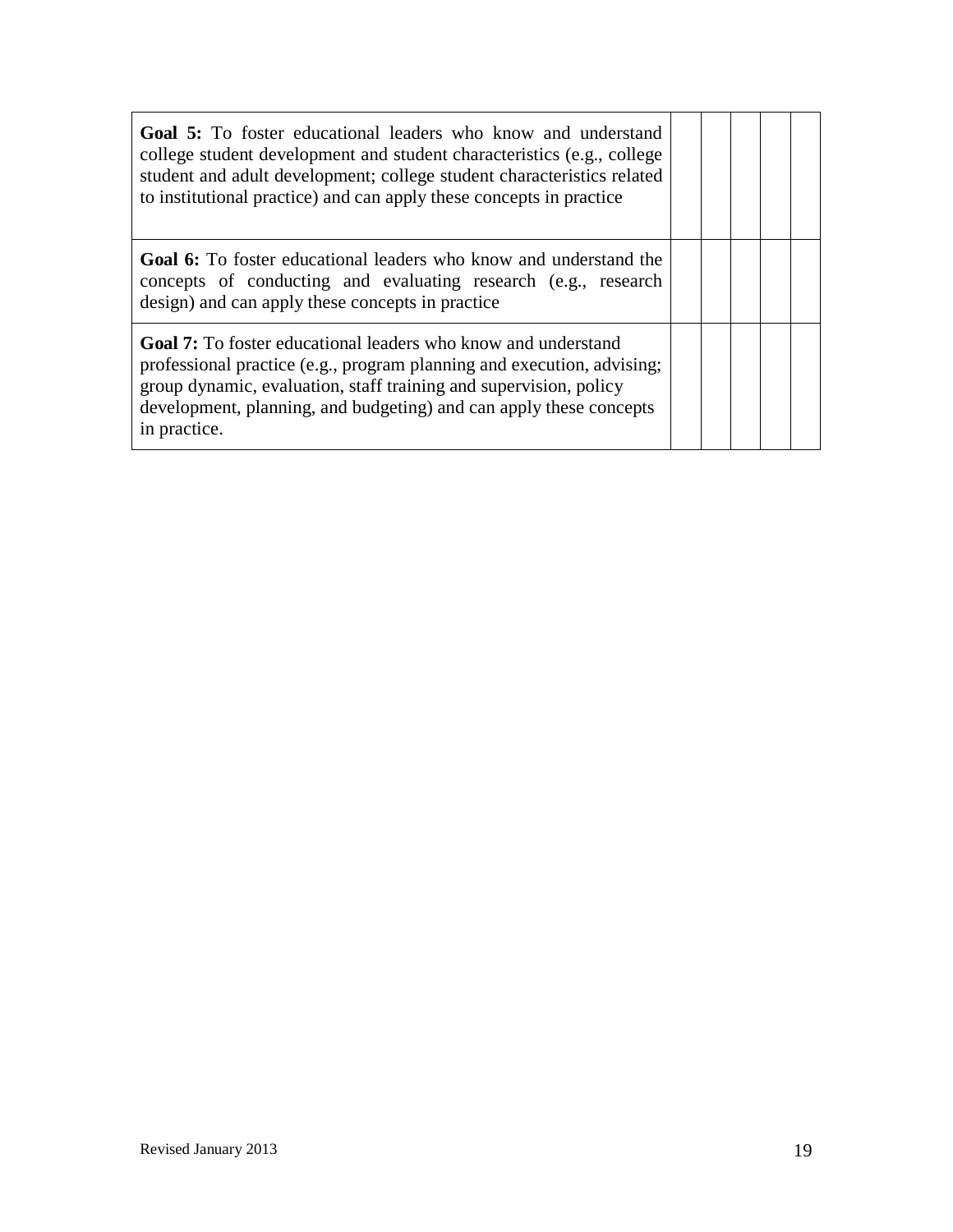| | | | | | |
|---|---|---|---|---|---|
| **Goal 5:** To foster educational leaders who know and understand college student development and student characteristics (e.g., college student and adult development; college student characteristics related to institutional practice) and can apply these concepts in practice | | | | | |
| **Goal 6:** To foster educational leaders who know and understand the concepts of conducting and evaluating research (e.g., research design) and can apply these concepts in practice | | | | | |
| **Goal 7:** To foster educational leaders who know and understand professional practice (e.g., program planning and execution, advising; group dynamic, evaluation, staff training and supervision, policy development, planning, and budgeting) and can apply these concepts in practice. | | | | | |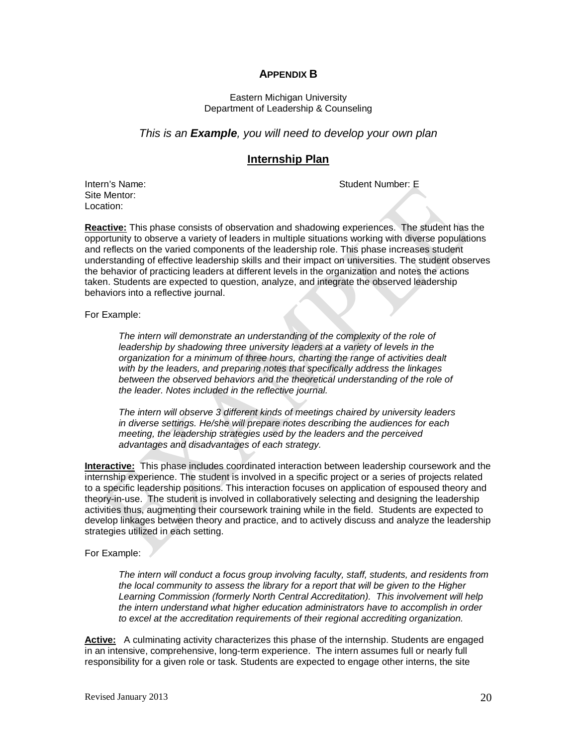# APPENDIX B

Eastern Michigan University
Department of Leadership & Counseling

*This is an **Example**, you will need to develop your own plan*

## Internship Plan

Intern's Name: Student Number: E
Site Mentor:
Location:

**Reactive:** This phase consists of observation and shadowing experiences. The student has the opportunity to observe a variety of leaders in multiple situations working with diverse populations and reflects on the varied components of the leadership role. This phase increases student understanding of effective leadership skills and their impact on universities. The student observes the behavior of practicing leaders at different levels in the organization and notes the actions taken. Students are expected to question, analyze, and integrate the observed leadership behaviors into a reflective journal.

For Example:

> *The intern will demonstrate an understanding of the complexity of the role of leadership by shadowing three university leaders at a variety of levels in the organization for a minimum of three hours, charting the range of activities dealt with by the leaders, and preparing notes that specifically address the linkages between the observed behaviors and the theoretical understanding of the role of the leader. Notes included in the reflective journal.*
>
> *The intern will observe 3 different kinds of meetings chaired by university leaders in diverse settings. He/she will prepare notes describing the audiences for each meeting, the leadership strategies used by the leaders and the perceived advantages and disadvantages of each strategy.*

**Interactive:** This phase includes coordinated interaction between leadership coursework and the internship experience. The student is involved in a specific project or a series of projects related to a specific leadership positions. This interaction focuses on application of espoused theory and theory-in-use. The student is involved in collaboratively selecting and designing the leadership activities thus, augmenting their coursework training while in the field. Students are expected to develop linkages between theory and practice, and to actively discuss and analyze the leadership strategies utilized in each setting.

For Example:

> *The intern will conduct a focus group involving faculty, staff, students, and residents from the local community to assess the library for a report that will be given to the Higher Learning Commission (formerly North Central Accreditation). This involvement will help the intern understand what higher education administrators have to accomplish in order to excel at the accreditation requirements of their regional accrediting organization.*

**Active:** A culminating activity characterizes this phase of the internship. Students are engaged in an intensive, comprehensive, long-term experience. The intern assumes full or nearly full responsibility for a given role or task. Students are expected to engage other interns, the site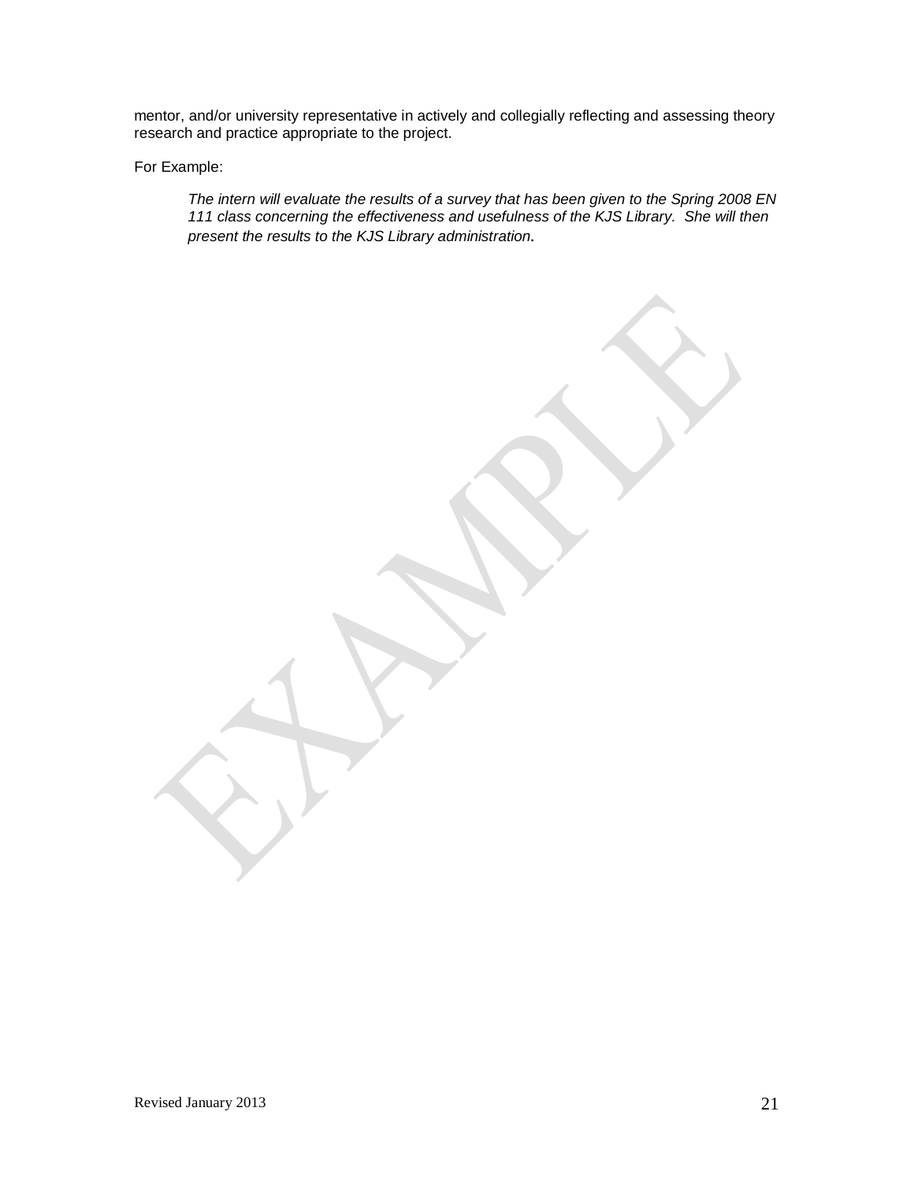mentor, and/or university representative in actively and collegially reflecting and assessing theory research and practice appropriate to the project.

For Example:

> *The intern will evaluate the results of a survey that has been given to the Spring 2008 EN 111 class concerning the effectiveness and usefulness of the KJS Library. She will then present the results to the KJS Library administration.*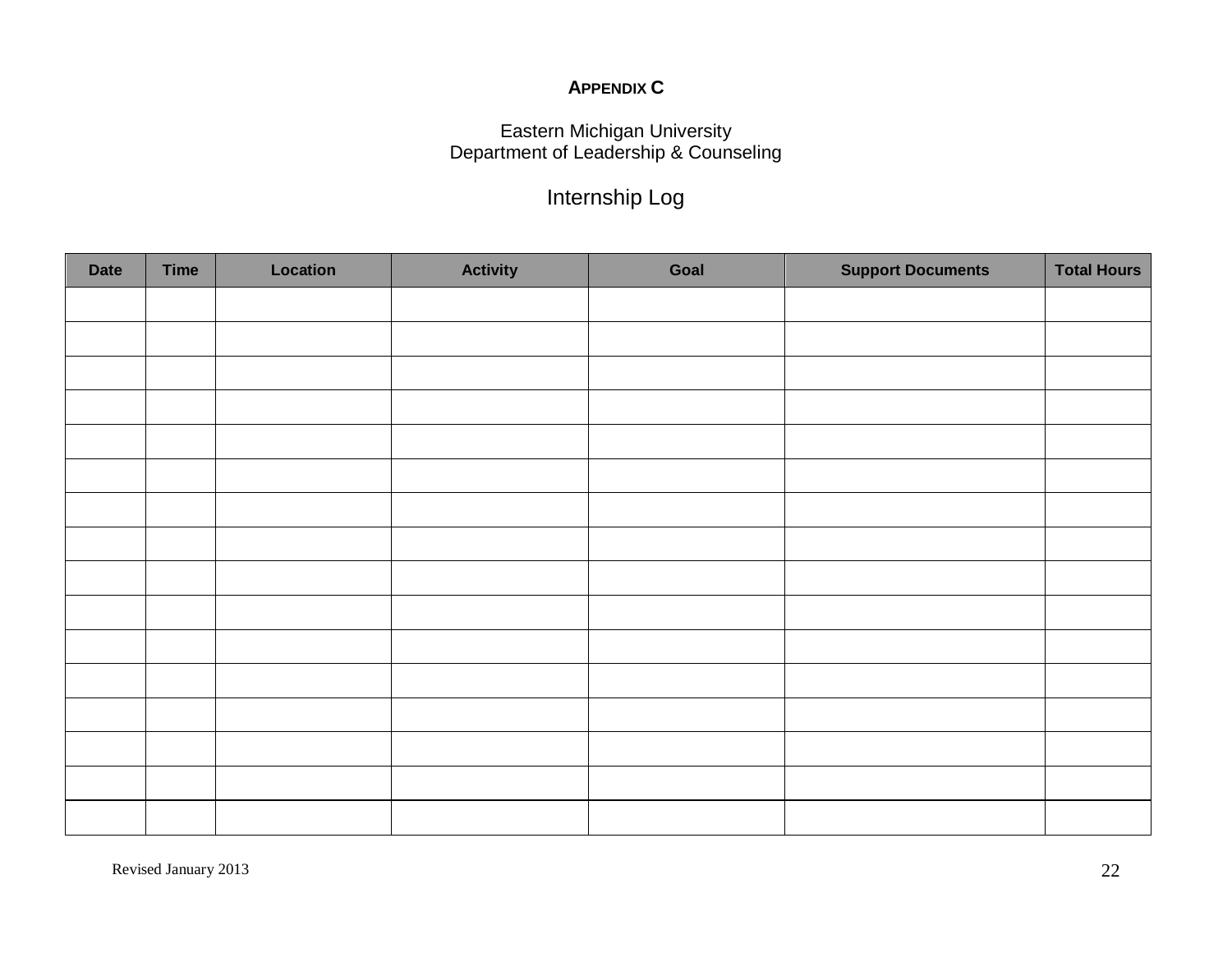**APPENDIX C**

Eastern Michigan University
Department of Leadership & Counseling

## Internship Log

| Date | Time | Location | Activity | Goal | Support Documents | Total Hours |
|---|---|---|---|---|---|---|
| | | | | | | |
| | | | | | | |
| | | | | | | |
| | | | | | | |
| | | | | | | |
| | | | | | | |
| | | | | | | |
| | | | | | | |
| | | | | | | |
| | | | | | | |
| | | | | | | |
| | | | | | | |
| | | | | | | |
| | | | | | | |
| | | | | | | |
| | | | | | | |

Revised January 2013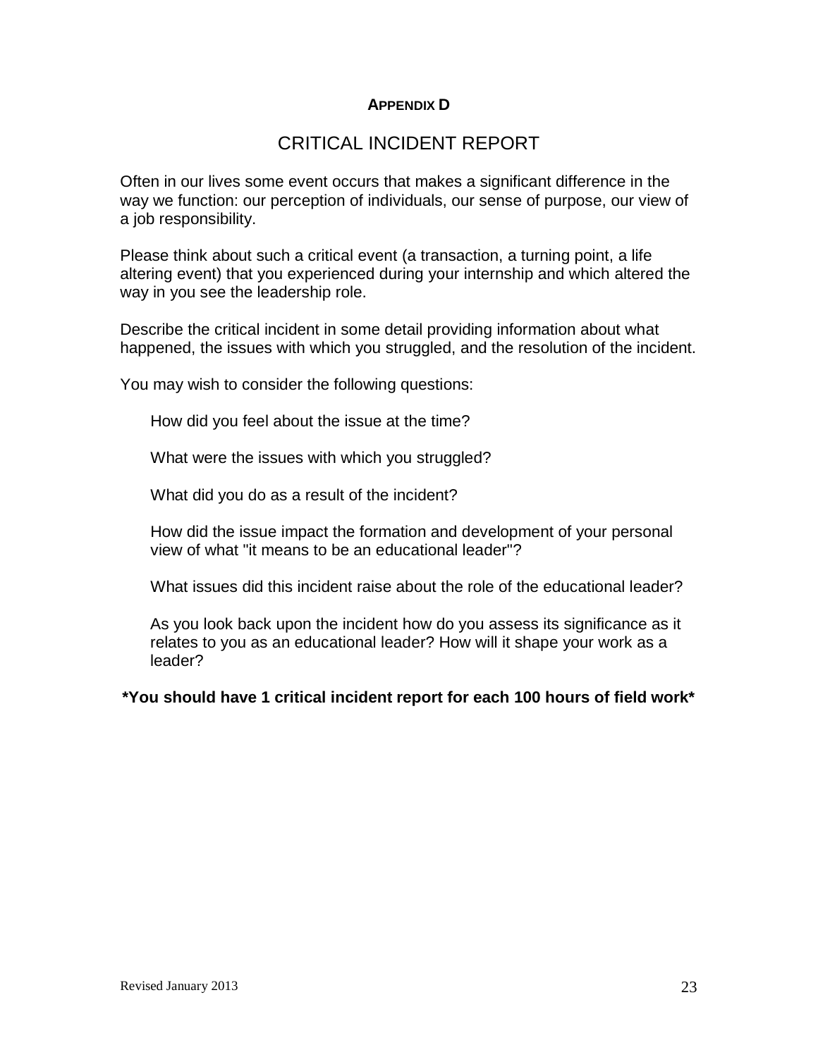**APPENDIX D**

## CRITICAL INCIDENT REPORT

Often in our lives some event occurs that makes a significant difference in the way we function: our perception of individuals, our sense of purpose, our view of a job responsibility.

Please think about such a critical event (a transaction, a turning point, a life altering event) that you experienced during your internship and which altered the way in you see the leadership role.

Describe the critical incident in some detail providing information about what happened, the issues with which you struggled, and the resolution of the incident.

You may wish to consider the following questions:

How did you feel about the issue at the time?

What were the issues with which you struggled?

What did you do as a result of the incident?

How did the issue impact the formation and development of your personal view of what "it means to be an educational leader"?

What issues did this incident raise about the role of the educational leader?

As you look back upon the incident how do you assess its significance as it relates to you as an educational leader? How will it shape your work as a leader?

***You should have 1 critical incident report for each 100 hours of field work***

Revised January 2013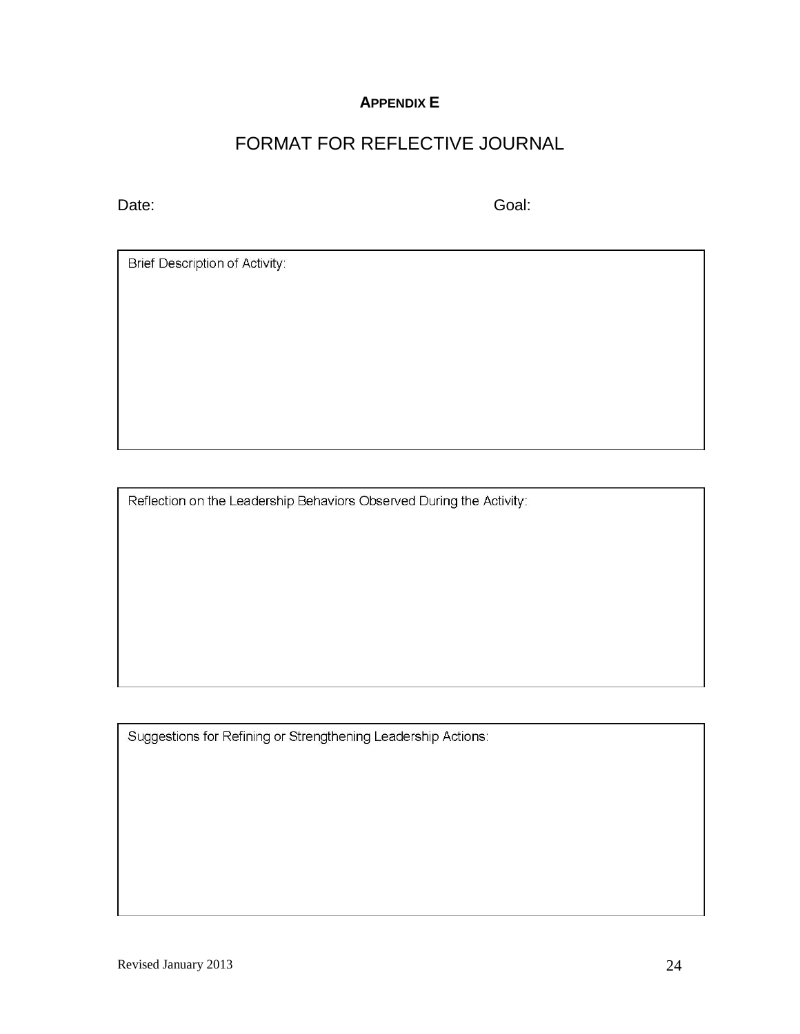## APPENDIX E

# FORMAT FOR REFLECTIVE JOURNAL

Date: Goal:

| Brief Description of Activity: |
| --- |
| |

| Reflection on the Leadership Behaviors Observed During the Activity: |
| --- |
| |

| Suggestions for Refining or Strengthening Leadership Actions: |
| --- |
| |

Revised January 2013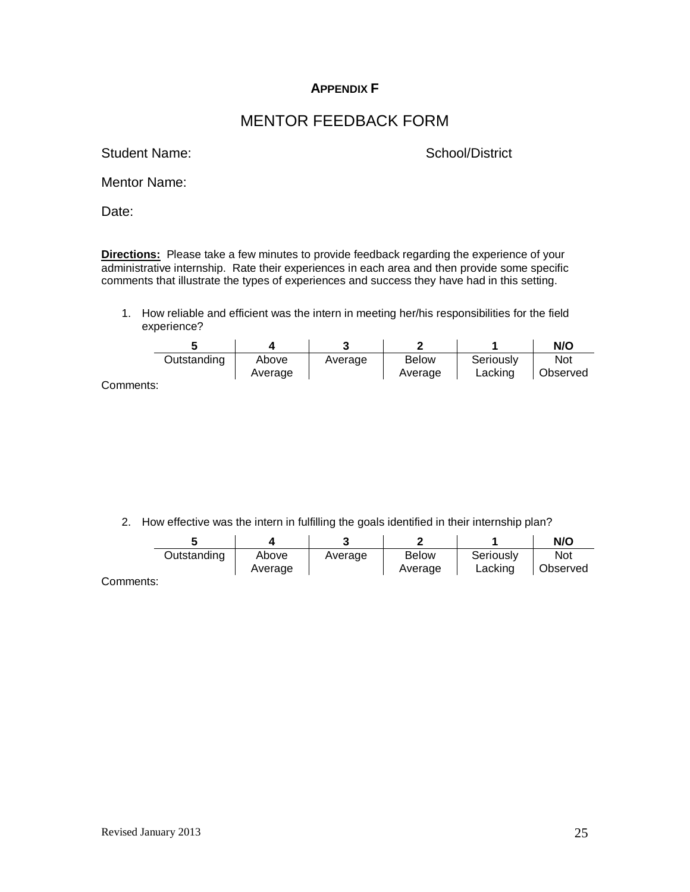## APPENDIX F

# MENTOR FEEDBACK FORM

Student Name: School/District

Mentor Name:

Date:

**Directions:** Please take a few minutes to provide feedback regarding the experience of your administrative internship. Rate their experiences in each area and then provide some specific comments that illustrate the types of experiences and success they have had in this setting.

1. How reliable and efficient was the intern in meeting her/his responsibilities for the field experience?

| 5 | 4 | 3 | 2 | 1 | N/O |
|---|---|---|---|---|---|
| Outstanding | Above Average | Average | Below Average | Seriously Lacking | Not Observed |

Comments:

2. How effective was the intern in fulfilling the goals identified in their internship plan?

| 5 | 4 | 3 | 2 | 1 | N/O |
|---|---|---|---|---|---|
| Outstanding | Above Average | Average | Below Average | Seriously Lacking | Not Observed |

Comments:

Revised January 2013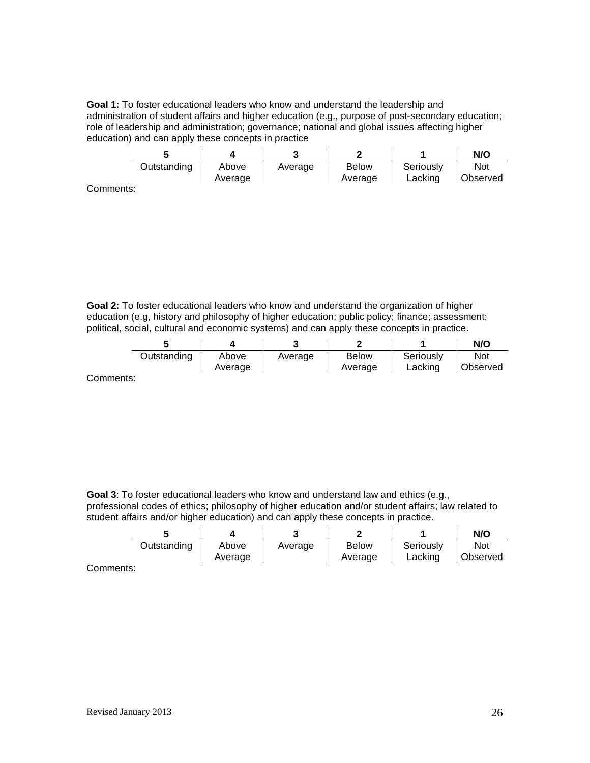**Goal 1:** To foster educational leaders who know and understand the leadership and administration of student affairs and higher education (e.g., purpose of post-secondary education; role of leadership and administration; governance; national and global issues affecting higher education) and can apply these concepts in practice

| 5 | 4 | 3 | 2 | 1 | N/O |
|---|---|---|---|---|---|
| Outstanding | Above Average | Average | Below Average | Seriously Lacking | Not Observed |

Comments:

**Goal 2:** To foster educational leaders who know and understand the organization of higher education (e.g, history and philosophy of higher education; public policy; finance; assessment; political, social, cultural and economic systems) and can apply these concepts in practice.

| 5 | 4 | 3 | 2 | 1 | N/O |
|---|---|---|---|---|---|
| Outstanding | Above Average | Average | Below Average | Seriously Lacking | Not Observed |

Comments:

**Goal 3**: To foster educational leaders who know and understand law and ethics (e.g., professional codes of ethics; philosophy of higher education and/or student affairs; law related to student affairs and/or higher education) and can apply these concepts in practice.

| 5 | 4 | 3 | 2 | 1 | N/O |
|---|---|---|---|---|---|
| Outstanding | Above Average | Average | Below Average | Seriously Lacking | Not Observed |

Comments: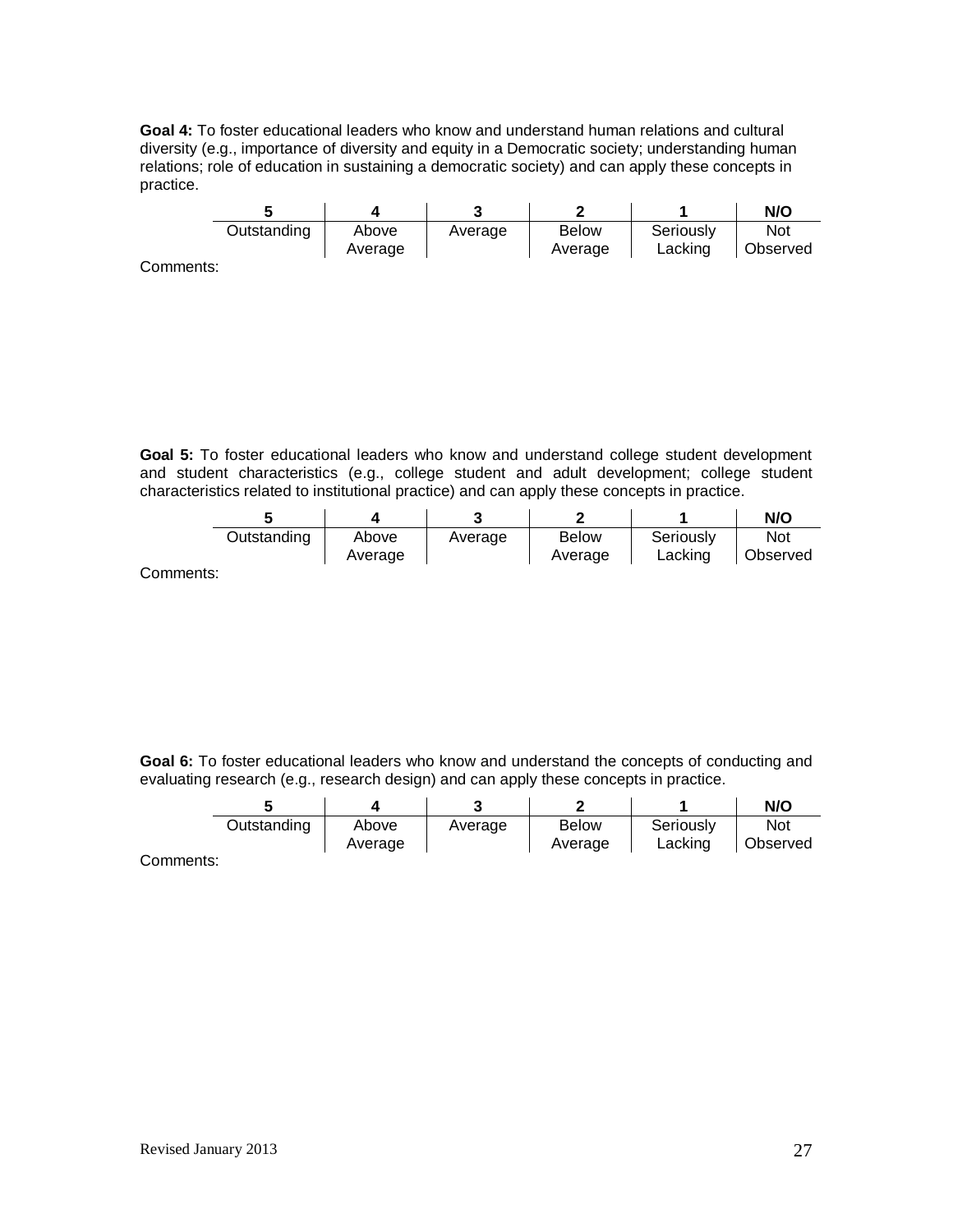**Goal 4:** To foster educational leaders who know and understand human relations and cultural diversity (e.g., importance of diversity and equity in a Democratic society; understanding human relations; role of education in sustaining a democratic society) and can apply these concepts in practice.

| 5 | 4 | 3 | 2 | 1 | N/O |
|---|---|---|---|---|---|
| Outstanding | Above Average | Average | Below Average | Seriously Lacking | Not Observed |

Comments:

**Goal 5:** To foster educational leaders who know and understand college student development and student characteristics (e.g., college student and adult development; college student characteristics related to institutional practice) and can apply these concepts in practice.

| 5 | 4 | 3 | 2 | 1 | N/O |
|---|---|---|---|---|---|
| Outstanding | Above Average | Average | Below Average | Seriously Lacking | Not Observed |

Comments:

**Goal 6:** To foster educational leaders who know and understand the concepts of conducting and evaluating research (e.g., research design) and can apply these concepts in practice.

| 5 | 4 | 3 | 2 | 1 | N/O |
|---|---|---|---|---|---|
| Outstanding | Above Average | Average | Below Average | Seriously Lacking | Not Observed |

Comments: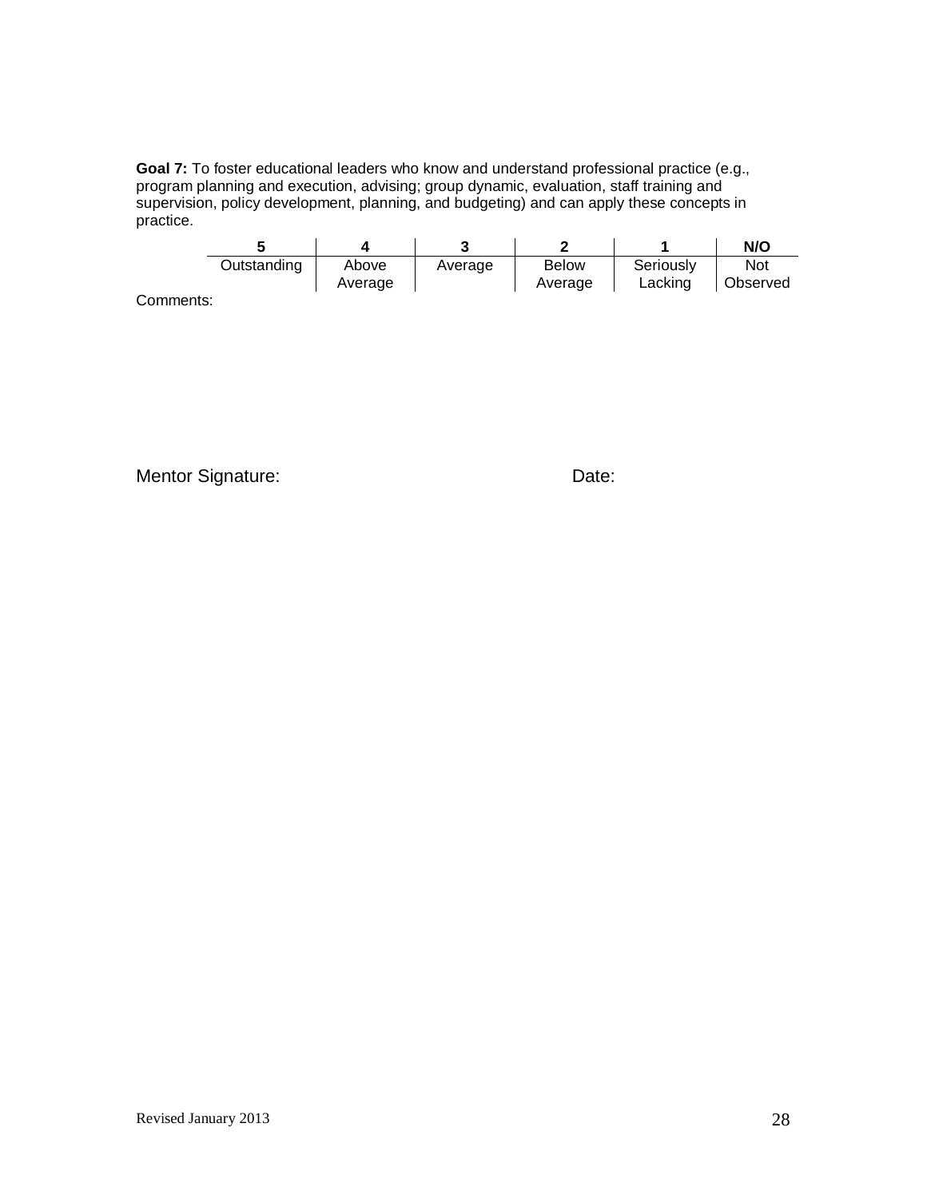**Goal 7:** To foster educational leaders who know and understand professional practice (e.g., program planning and execution, advising; group dynamic, evaluation, staff training and supervision, policy development, planning, and budgeting) and can apply these concepts in practice.

| 5 | 4 | 3 | 2 | 1 | N/O |
|---|---|---|---|---|---|
| Outstanding | Above Average | Average | Below Average | Seriously Lacking | Not Observed |

Comments:

Mentor Signature: Date:

Revised January 2013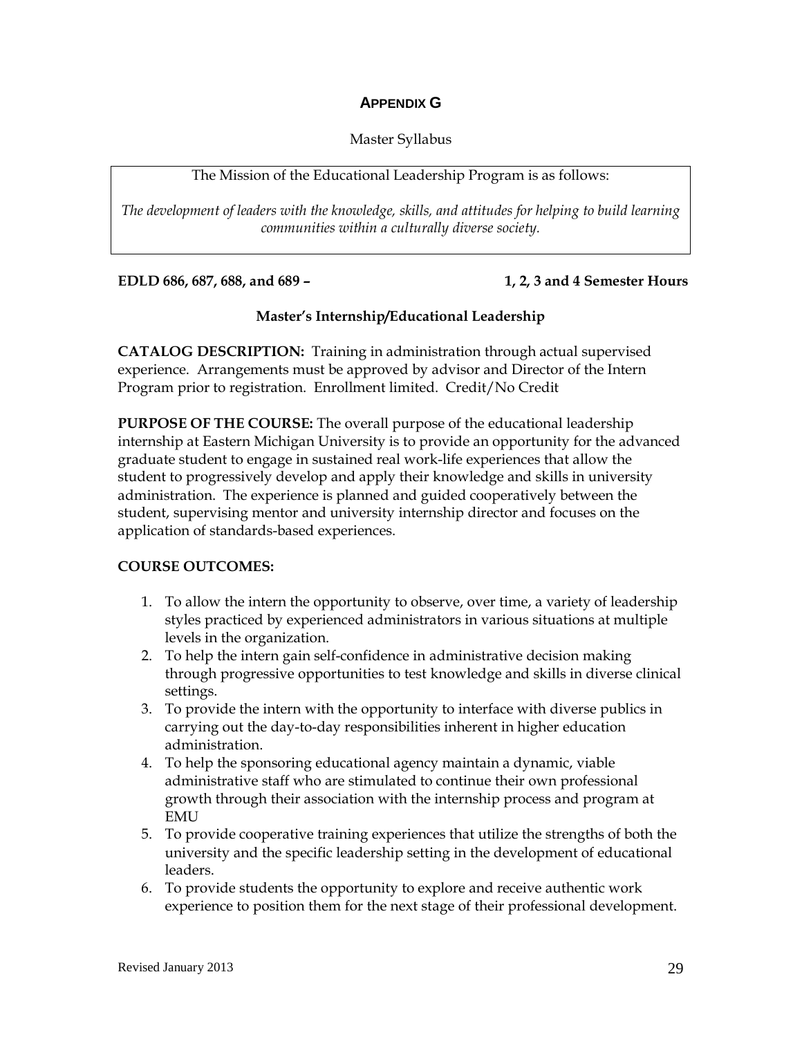## APPENDIX G

Master Syllabus

The Mission of the Educational Leadership Program is as follows:

*The development of leaders with the knowledge, skills, and attitudes for helping to build learning communities within a culturally diverse society.*

**EDLD 686, 687, 688, and 689 – 1, 2, 3 and 4 Semester Hours**

**Master's Internship/Educational Leadership**

**CATALOG DESCRIPTION:** Training in administration through actual supervised experience. Arrangements must be approved by advisor and Director of the Intern Program prior to registration. Enrollment limited. Credit/No Credit

**PURPOSE OF THE COURSE:** The overall purpose of the educational leadership internship at Eastern Michigan University is to provide an opportunity for the advanced graduate student to engage in sustained real work-life experiences that allow the student to progressively develop and apply their knowledge and skills in university administration. The experience is planned and guided cooperatively between the student, supervising mentor and university internship director and focuses on the application of standards-based experiences.

**COURSE OUTCOMES:**

1. To allow the intern the opportunity to observe, over time, a variety of leadership styles practiced by experienced administrators in various situations at multiple levels in the organization.
2. To help the intern gain self-confidence in administrative decision making through progressive opportunities to test knowledge and skills in diverse clinical settings.
3. To provide the intern with the opportunity to interface with diverse publics in carrying out the day-to-day responsibilities inherent in higher education administration.
4. To help the sponsoring educational agency maintain a dynamic, viable administrative staff who are stimulated to continue their own professional growth through their association with the internship process and program at EMU
5. To provide cooperative training experiences that utilize the strengths of both the university and the specific leadership setting in the development of educational leaders.
6. To provide students the opportunity to explore and receive authentic work experience to position them for the next stage of their professional development.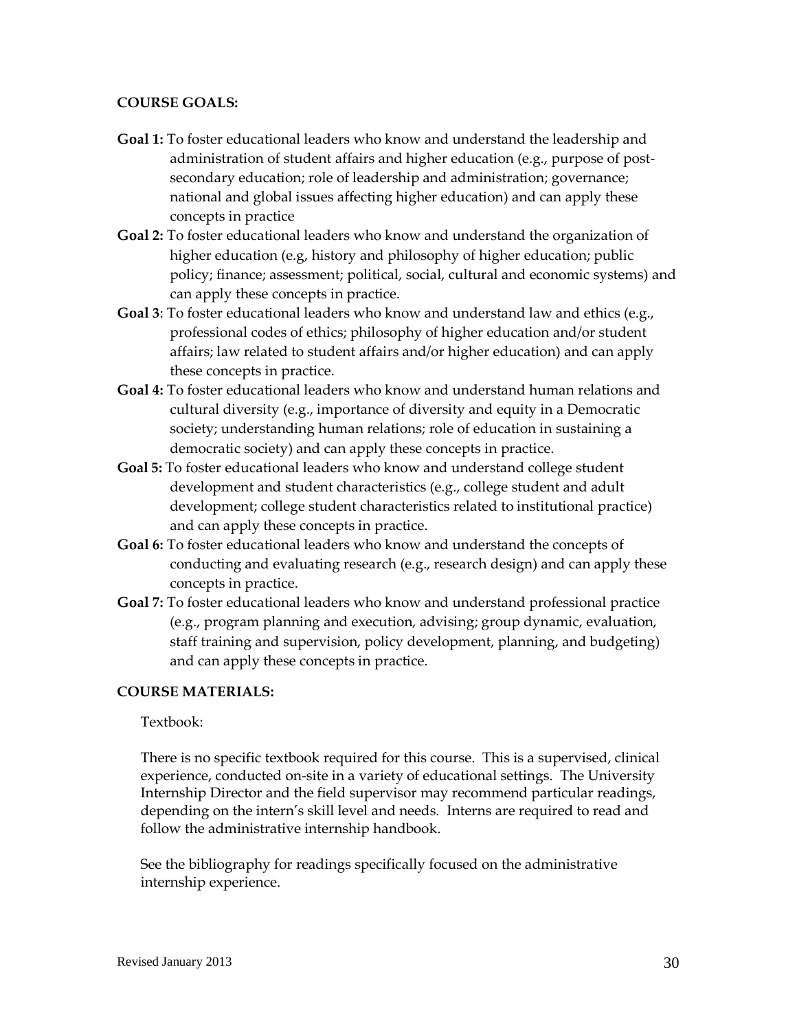**COURSE GOALS:**

**Goal 1:** To foster educational leaders who know and understand the leadership and administration of student affairs and higher education (e.g., purpose of post-secondary education; role of leadership and administration; governance; national and global issues affecting higher education) and can apply these concepts in practice

**Goal 2:** To foster educational leaders who know and understand the organization of higher education (e.g, history and philosophy of higher education; public policy; finance; assessment; political, social, cultural and economic systems) and can apply these concepts in practice.

**Goal 3**: To foster educational leaders who know and understand law and ethics (e.g., professional codes of ethics; philosophy of higher education and/or student affairs; law related to student affairs and/or higher education) and can apply these concepts in practice.

**Goal 4:** To foster educational leaders who know and understand human relations and cultural diversity (e.g., importance of diversity and equity in a Democratic society; understanding human relations; role of education in sustaining a democratic society) and can apply these concepts in practice.

**Goal 5:** To foster educational leaders who know and understand college student development and student characteristics (e.g., college student and adult development; college student characteristics related to institutional practice) and can apply these concepts in practice.

**Goal 6:** To foster educational leaders who know and understand the concepts of conducting and evaluating research (e.g., research design) and can apply these concepts in practice.

**Goal 7:** To foster educational leaders who know and understand professional practice (e.g., program planning and execution, advising; group dynamic, evaluation, staff training and supervision, policy development, planning, and budgeting) and can apply these concepts in practice.

**COURSE MATERIALS:**

Textbook:

There is no specific textbook required for this course. This is a supervised, clinical experience, conducted on-site in a variety of educational settings. The University Internship Director and the field supervisor may recommend particular readings, depending on the intern's skill level and needs. Interns are required to read and follow the administrative internship handbook.

See the bibliography for readings specifically focused on the administrative internship experience.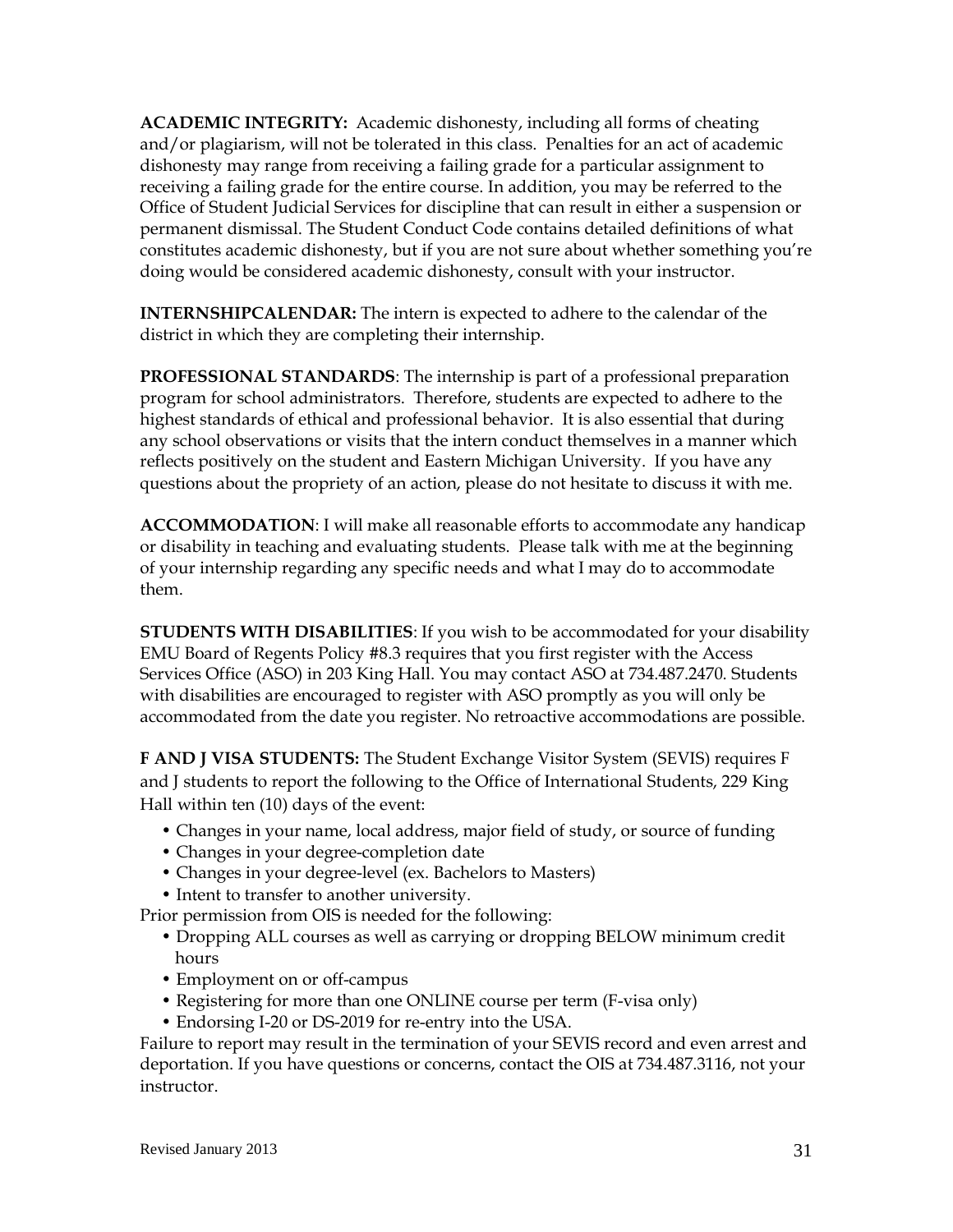**ACADEMIC INTEGRITY:** Academic dishonesty, including all forms of cheating and/or plagiarism, will not be tolerated in this class. Penalties for an act of academic dishonesty may range from receiving a failing grade for a particular assignment to receiving a failing grade for the entire course. In addition, you may be referred to the Office of Student Judicial Services for discipline that can result in either a suspension or permanent dismissal. The Student Conduct Code contains detailed definitions of what constitutes academic dishonesty, but if you are not sure about whether something you're doing would be considered academic dishonesty, consult with your instructor.

**INTERNSHIPCALENDAR:** The intern is expected to adhere to the calendar of the district in which they are completing their internship.

**PROFESSIONAL STANDARDS**: The internship is part of a professional preparation program for school administrators. Therefore, students are expected to adhere to the highest standards of ethical and professional behavior. It is also essential that during any school observations or visits that the intern conduct themselves in a manner which reflects positively on the student and Eastern Michigan University. If you have any questions about the propriety of an action, please do not hesitate to discuss it with me.

**ACCOMMODATION**: I will make all reasonable efforts to accommodate any handicap or disability in teaching and evaluating students. Please talk with me at the beginning of your internship regarding any specific needs and what I may do to accommodate them.

**STUDENTS WITH DISABILITIES**: If you wish to be accommodated for your disability EMU Board of Regents Policy #8.3 requires that you first register with the Access Services Office (ASO) in 203 King Hall. You may contact ASO at 734.487.2470. Students with disabilities are encouraged to register with ASO promptly as you will only be accommodated from the date you register. No retroactive accommodations are possible.

**F AND J VISA STUDENTS:** The Student Exchange Visitor System (SEVIS) requires F and J students to report the following to the Office of International Students, 229 King Hall within ten (10) days of the event:

- Changes in your name, local address, major field of study, or source of funding
- Changes in your degree-completion date
- Changes in your degree-level (ex. Bachelors to Masters)
- Intent to transfer to another university.

Prior permission from OIS is needed for the following:

- Dropping ALL courses as well as carrying or dropping BELOW minimum credit hours
- Employment on or off-campus
- Registering for more than one ONLINE course per term (F-visa only)
- Endorsing I-20 or DS-2019 for re-entry into the USA.

Failure to report may result in the termination of your SEVIS record and even arrest and deportation. If you have questions or concerns, contact the OIS at 734.487.3116, not your instructor.

Revised January 2013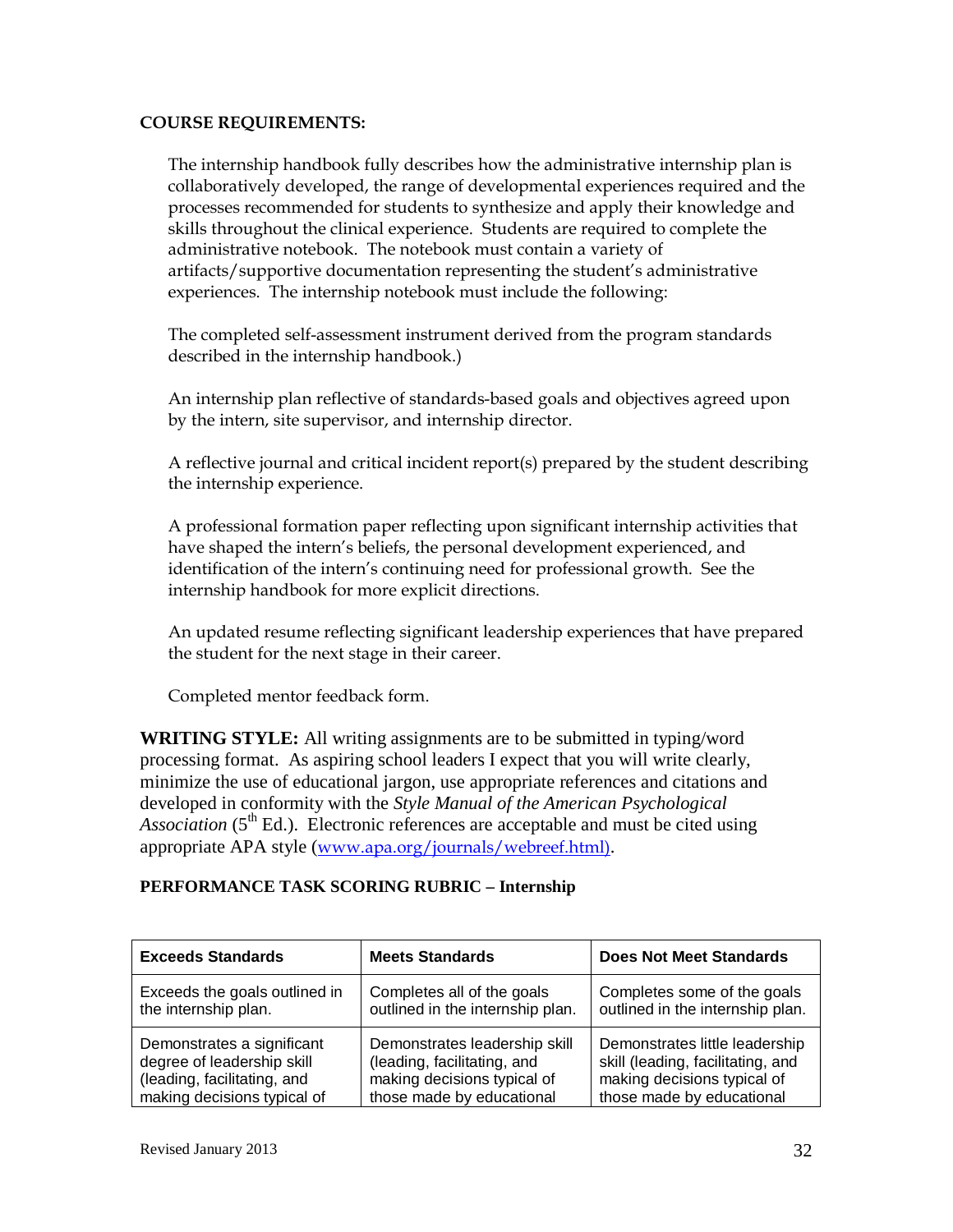**COURSE REQUIREMENTS:**

The internship handbook fully describes how the administrative internship plan is collaboratively developed, the range of developmental experiences required and the processes recommended for students to synthesize and apply their knowledge and skills throughout the clinical experience. Students are required to complete the administrative notebook. The notebook must contain a variety of artifacts/supportive documentation representing the student's administrative experiences. The internship notebook must include the following:

The completed self-assessment instrument derived from the program standards described in the internship handbook.)

An internship plan reflective of standards-based goals and objectives agreed upon by the intern, site supervisor, and internship director.

A reflective journal and critical incident report(s) prepared by the student describing the internship experience.

A professional formation paper reflecting upon significant internship activities that have shaped the intern's beliefs, the personal development experienced, and identification of the intern's continuing need for professional growth. See the internship handbook for more explicit directions.

An updated resume reflecting significant leadership experiences that have prepared the student for the next stage in their career.

Completed mentor feedback form.

**WRITING STYLE:** All writing assignments are to be submitted in typing/word processing format. As aspiring school leaders I expect that you will write clearly, minimize the use of educational jargon, use appropriate references and citations and developed in conformity with the *Style Manual of the American Psychological Association* (5th Ed.). Electronic references are acceptable and must be cited using appropriate APA style (www.apa.org/journals/webreef.html).

**PERFORMANCE TASK SCORING RUBRIC – Internship**

| Exceeds Standards | Meets Standards | Does Not Meet Standards |
|---|---|---|
| Exceeds the goals outlined in the internship plan. | Completes all of the goals outlined in the internship plan. | Completes some of the goals outlined in the internship plan. |
| Demonstrates a significant degree of leadership skill (leading, facilitating, and making decisions typical of | Demonstrates leadership skill (leading, facilitating, and making decisions typical of those made by educational | Demonstrates little leadership skill (leading, facilitating, and making decisions typical of those made by educational |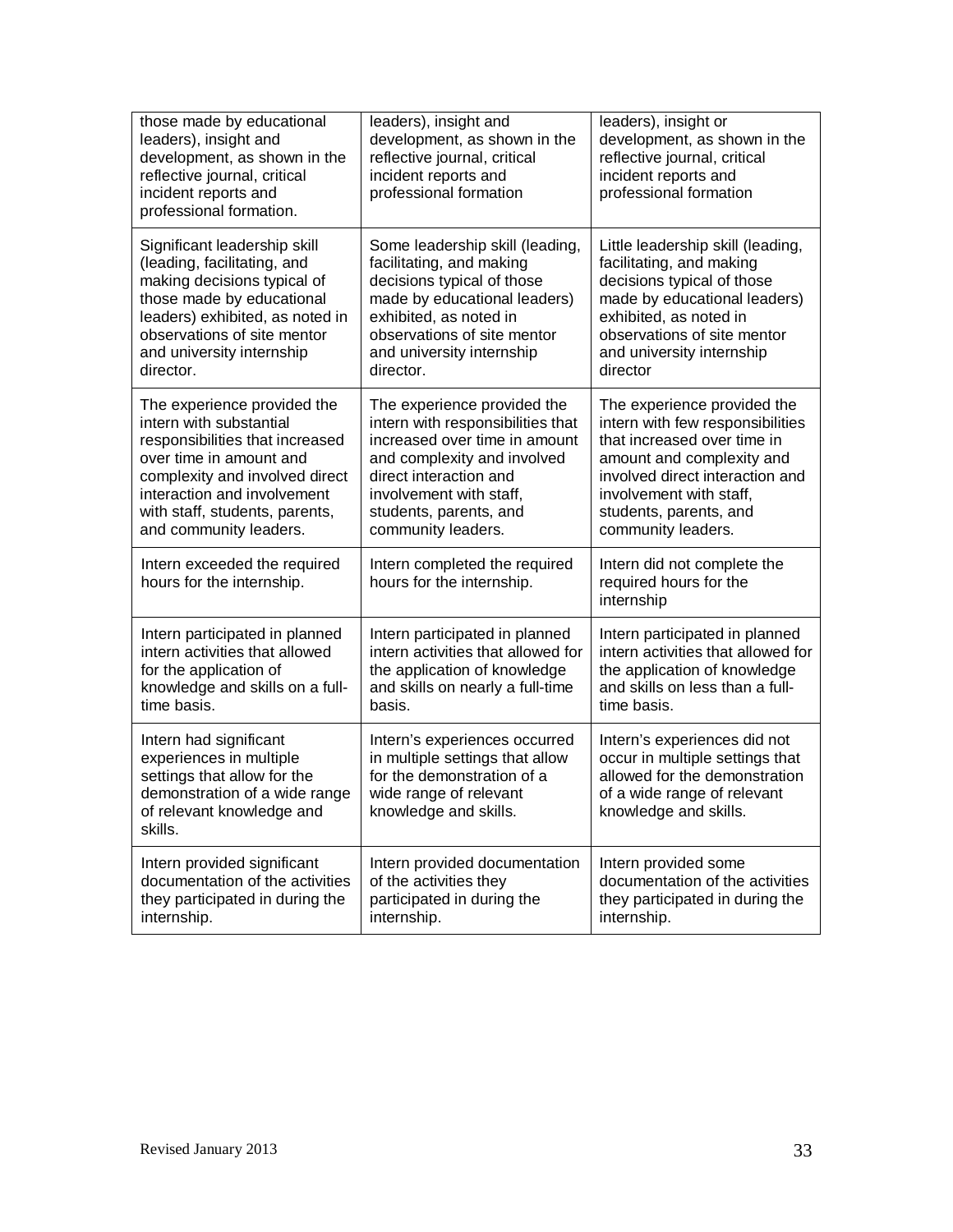| | | |
|---|---|---|
| those made by educational leaders), insight and development, as shown in the reflective journal, critical incident reports and professional formation. | leaders), insight and development, as shown in the reflective journal, critical incident reports and professional formation | leaders), insight or development, as shown in the reflective journal, critical incident reports and professional formation |
| Significant leadership skill (leading, facilitating, and making decisions typical of those made by educational leaders) exhibited, as noted in observations of site mentor and university internship director. | Some leadership skill (leading, facilitating, and making decisions typical of those made by educational leaders) exhibited, as noted in observations of site mentor and university internship director. | Little leadership skill (leading, facilitating, and making decisions typical of those made by educational leaders) exhibited, as noted in observations of site mentor and university internship director |
| The experience provided the intern with substantial responsibilities that increased over time in amount and complexity and involved direct interaction and involvement with staff, students, parents, and community leaders. | The experience provided the intern with responsibilities that increased over time in amount and complexity and involved direct interaction and involvement with staff, students, parents, and community leaders. | The experience provided the intern with few responsibilities that increased over time in amount and complexity and involved direct interaction and involvement with staff, students, parents, and community leaders. |
| Intern exceeded the required hours for the internship. | Intern completed the required hours for the internship. | Intern did not complete the required hours for the internship |
| Intern participated in planned intern activities that allowed for the application of knowledge and skills on a full-time basis. | Intern participated in planned intern activities that allowed for the application of knowledge and skills on nearly a full-time basis. | Intern participated in planned intern activities that allowed for the application of knowledge and skills on less than a full-time basis. |
| Intern had significant experiences in multiple settings that allow for the demonstration of a wide range of relevant knowledge and skills. | Intern's experiences occurred in multiple settings that allow for the demonstration of a wide range of relevant knowledge and skills. | Intern's experiences did not occur in multiple settings that allowed for the demonstration of a wide range of relevant knowledge and skills. |
| Intern provided significant documentation of the activities they participated in during the internship. | Intern provided documentation of the activities they participated in during the internship. | Intern provided some documentation of the activities they participated in during the internship. |

Revised January 2013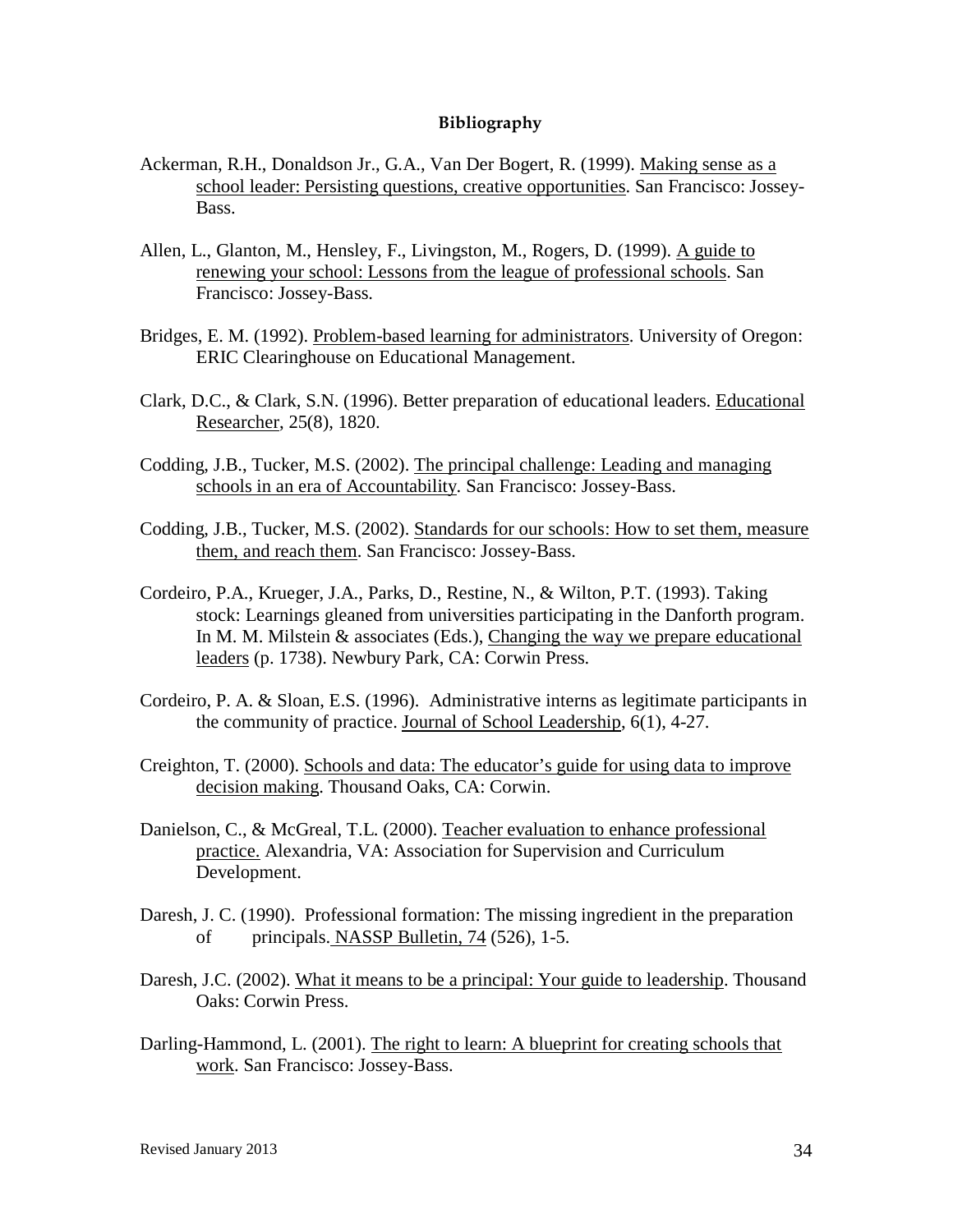## Bibliography

Ackerman, R.H., Donaldson Jr., G.A., Van Der Bogert, R. (1999). Making sense as a school leader: Persisting questions, creative opportunities. San Francisco: Jossey-Bass.

Allen, L., Glanton, M., Hensley, F., Livingston, M., Rogers, D. (1999). A guide to renewing your school: Lessons from the league of professional schools. San Francisco: Jossey-Bass.

Bridges, E. M. (1992). Problem-based learning for administrators. University of Oregon: ERIC Clearinghouse on Educational Management.

Clark, D.C., & Clark, S.N. (1996). Better preparation of educational leaders. Educational Researcher, 25(8), 1820.

Codding, J.B., Tucker, M.S. (2002). The principal challenge: Leading and managing schools in an era of Accountability. San Francisco: Jossey-Bass.

Codding, J.B., Tucker, M.S. (2002). Standards for our schools: How to set them, measure them, and reach them. San Francisco: Jossey-Bass.

Cordeiro, P.A., Krueger, J.A., Parks, D., Restine, N., & Wilton, P.T. (1993). Taking stock: Learnings gleaned from universities participating in the Danforth program. In M. M. Milstein & associates (Eds.), Changing the way we prepare educational leaders (p. 1738). Newbury Park, CA: Corwin Press.

Cordeiro, P. A. & Sloan, E.S. (1996). Administrative interns as legitimate participants in the community of practice. Journal of School Leadership, 6(1), 4-27.

Creighton, T. (2000). Schools and data: The educator's guide for using data to improve decision making. Thousand Oaks, CA: Corwin.

Danielson, C., & McGreal, T.L. (2000). Teacher evaluation to enhance professional practice. Alexandria, VA: Association for Supervision and Curriculum Development.

Daresh, J. C. (1990). Professional formation: The missing ingredient in the preparation of principals. NASSP Bulletin, 74 (526), 1-5.

Daresh, J.C. (2002). What it means to be a principal: Your guide to leadership. Thousand Oaks: Corwin Press.

Darling-Hammond, L. (2001). The right to learn: A blueprint for creating schools that work. San Francisco: Jossey-Bass.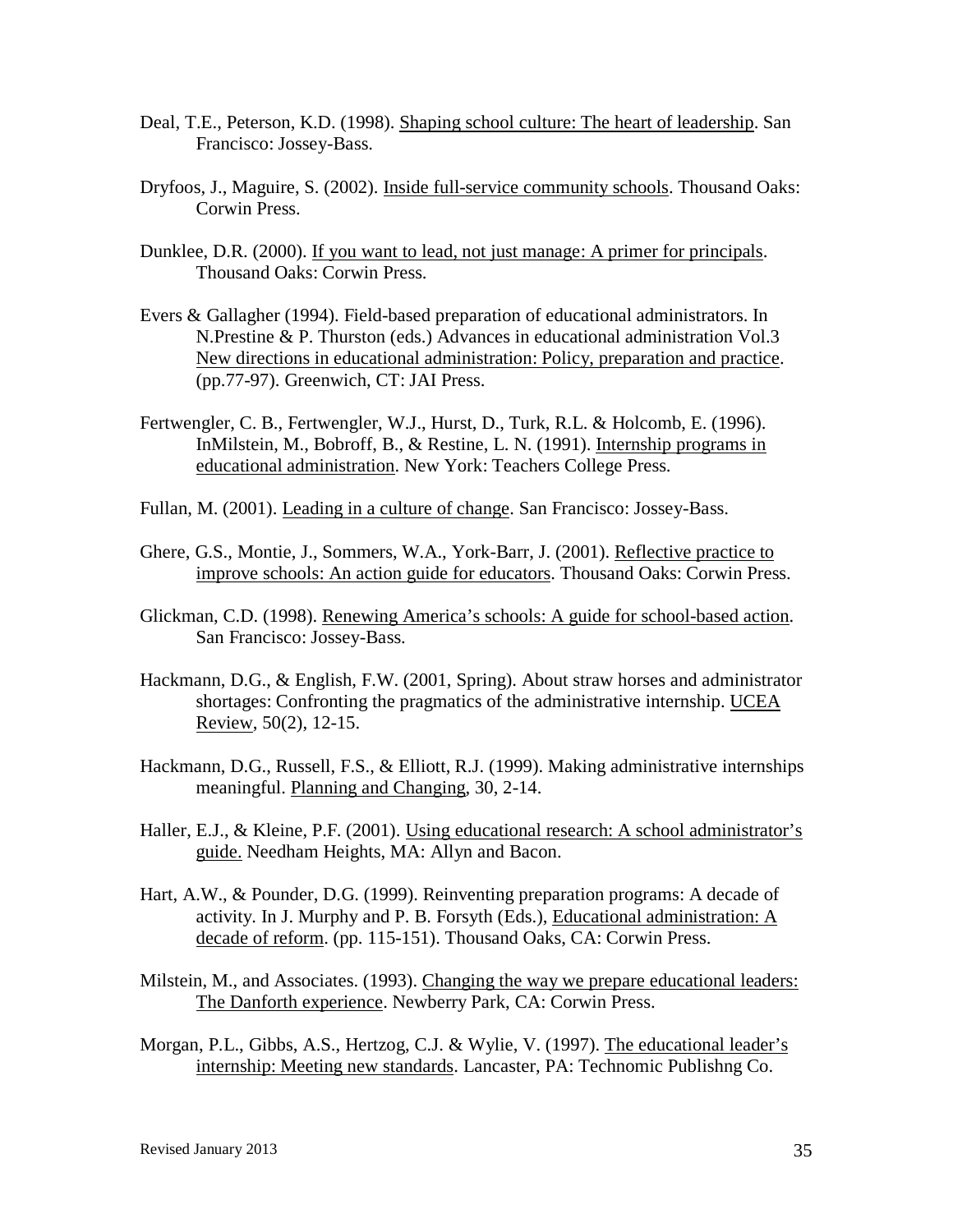Deal, T.E., Peterson, K.D. (1998). Shaping school culture: The heart of leadership. San Francisco: Jossey-Bass.

Dryfoos, J., Maguire, S. (2002). Inside full-service community schools. Thousand Oaks: Corwin Press.

Dunklee, D.R. (2000). If you want to lead, not just manage: A primer for principals. Thousand Oaks: Corwin Press.

Evers & Gallagher (1994). Field-based preparation of educational administrators. In N.Prestine & P. Thurston (eds.) Advances in educational administration Vol.3 New directions in educational administration: Policy, preparation and practice. (pp.77-97). Greenwich, CT: JAI Press.

Fertwengler, C. B., Fertwengler, W.J., Hurst, D., Turk, R.L. & Holcomb, E. (1996). InMilstein, M., Bobroff, B., & Restine, L. N. (1991). Internship programs in educational administration. New York: Teachers College Press.

Fullan, M. (2001). Leading in a culture of change. San Francisco: Jossey-Bass.

Ghere, G.S., Montie, J., Sommers, W.A., York-Barr, J. (2001). Reflective practice to improve schools: An action guide for educators. Thousand Oaks: Corwin Press.

Glickman, C.D. (1998). Renewing America's schools: A guide for school-based action. San Francisco: Jossey-Bass.

Hackmann, D.G., & English, F.W. (2001, Spring). About straw horses and administrator shortages: Confronting the pragmatics of the administrative internship. UCEA Review, 50(2), 12-15.

Hackmann, D.G., Russell, F.S., & Elliott, R.J. (1999). Making administrative internships meaningful. Planning and Changing, 30, 2-14.

Haller, E.J., & Kleine, P.F. (2001). Using educational research: A school administrator's guide. Needham Heights, MA: Allyn and Bacon.

Hart, A.W., & Pounder, D.G. (1999). Reinventing preparation programs: A decade of activity. In J. Murphy and P. B. Forsyth (Eds.), Educational administration: A decade of reform. (pp. 115-151). Thousand Oaks, CA: Corwin Press.

Milstein, M., and Associates. (1993). Changing the way we prepare educational leaders: The Danforth experience. Newberry Park, CA: Corwin Press.

Morgan, P.L., Gibbs, A.S., Hertzog, C.J. & Wylie, V. (1997). The educational leader's internship: Meeting new standards. Lancaster, PA: Technomic Publishng Co.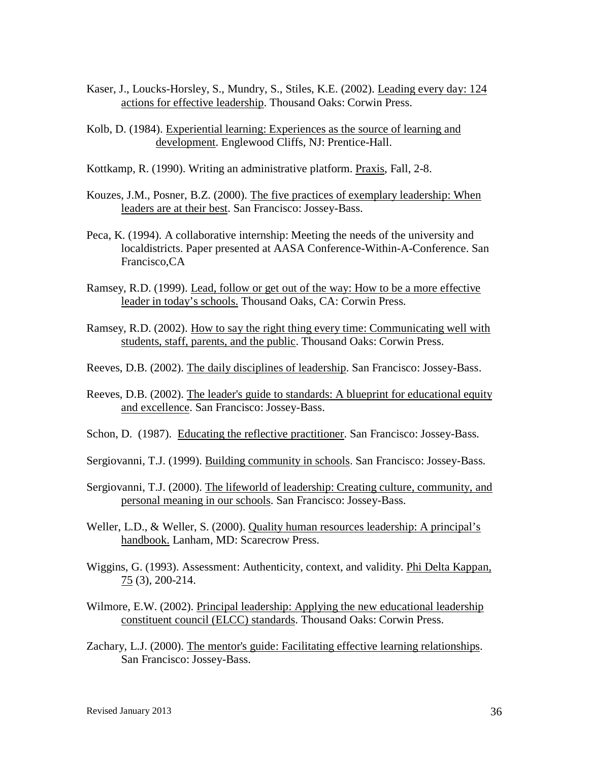Kaser, J., Loucks-Horsley, S., Mundry, S., Stiles, K.E. (2002). Leading every day: 124 actions for effective leadership. Thousand Oaks: Corwin Press.

Kolb, D. (1984). Experiential learning: Experiences as the source of learning and development. Englewood Cliffs, NJ: Prentice-Hall.

Kottkamp, R. (1990). Writing an administrative platform. Praxis, Fall, 2-8.

Kouzes, J.M., Posner, B.Z. (2000). The five practices of exemplary leadership: When leaders are at their best. San Francisco: Jossey-Bass.

Peca, K. (1994). A collaborative internship: Meeting the needs of the university and localdistricts. Paper presented at AASA Conference-Within-A-Conference. San Francisco,CA

Ramsey, R.D. (1999). Lead, follow or get out of the way: How to be a more effective leader in today's schools. Thousand Oaks, CA: Corwin Press.

Ramsey, R.D. (2002). How to say the right thing every time: Communicating well with students, staff, parents, and the public. Thousand Oaks: Corwin Press.

Reeves, D.B. (2002). The daily disciplines of leadership. San Francisco: Jossey-Bass.

Reeves, D.B. (2002). The leader's guide to standards: A blueprint for educational equity and excellence. San Francisco: Jossey-Bass.

Schon, D. (1987). Educating the reflective practitioner. San Francisco: Jossey-Bass.

Sergiovanni, T.J. (1999). Building community in schools. San Francisco: Jossey-Bass.

Sergiovanni, T.J. (2000). The lifeworld of leadership: Creating culture, community, and personal meaning in our schools. San Francisco: Jossey-Bass.

Weller, L.D., & Weller, S. (2000). Quality human resources leadership: A principal's handbook. Lanham, MD: Scarecrow Press.

Wiggins, G. (1993). Assessment: Authenticity, context, and validity. Phi Delta Kappan, 75 (3), 200-214.

Wilmore, E.W. (2002). Principal leadership: Applying the new educational leadership constituent council (ELCC) standards. Thousand Oaks: Corwin Press.

Zachary, L.J. (2000). The mentor's guide: Facilitating effective learning relationships. San Francisco: Jossey-Bass.